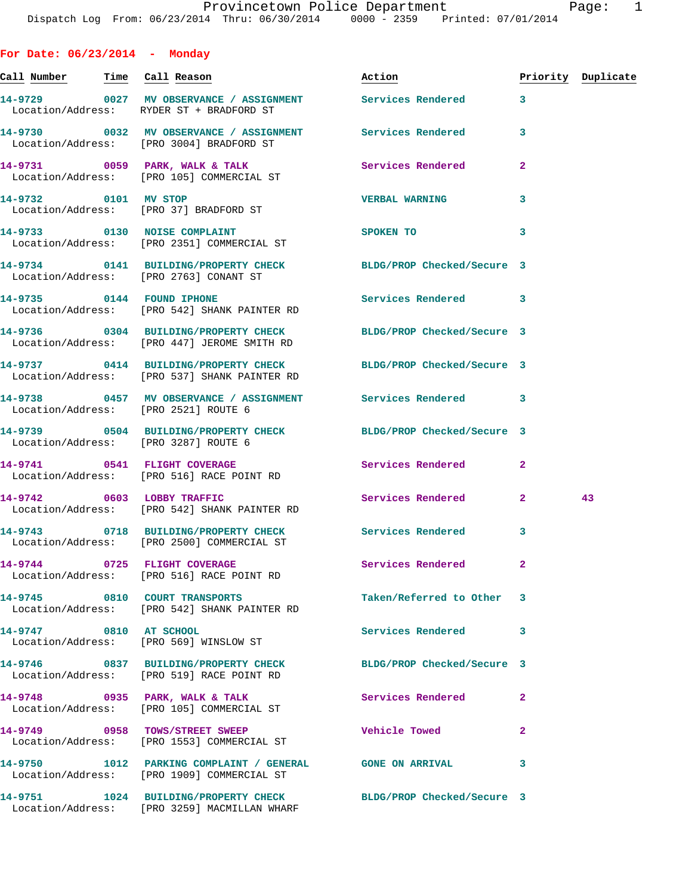## For Date: 06/23/2014 - Monday

| Call Number | Time | Call Reason | Action | Priority | Duplicate |
|---|---|---|---|---|---|
| 14-9729 | 0027 | MV OBSERVANCE / ASSIGNMENT | Services Rendered | 3 | |
| Location/Address: | | RYDER ST + BRADFORD ST | | | |
| 14-9730 | 0032 | MV OBSERVANCE / ASSIGNMENT | Services Rendered | 3 | |
| Location/Address: | | [PRO 3004] BRADFORD ST | | | |
| 14-9731 | 0059 | PARK, WALK & TALK | Services Rendered | 2 | |
| Location/Address: | | [PRO 105] COMMERCIAL ST | | | |
| 14-9732 | 0101 | MV STOP | VERBAL WARNING | 3 | |
| Location/Address: | | [PRO 37] BRADFORD ST | | | |
| 14-9733 | 0130 | NOISE COMPLAINT | SPOKEN TO | 3 | |
| Location/Address: | | [PRO 2351] COMMERCIAL ST | | | |
| 14-9734 | 0141 | BUILDING/PROPERTY CHECK | BLDG/PROP Checked/Secure | 3 | |
| Location/Address: | | [PRO 2763] CONANT ST | | | |
| 14-9735 | 0144 | FOUND IPHONE | Services Rendered | 3 | |
| Location/Address: | | [PRO 542] SHANK PAINTER RD | | | |
| 14-9736 | 0304 | BUILDING/PROPERTY CHECK | BLDG/PROP Checked/Secure | 3 | |
| Location/Address: | | [PRO 447] JEROME SMITH RD | | | |
| 14-9737 | 0414 | BUILDING/PROPERTY CHECK | BLDG/PROP Checked/Secure | 3 | |
| Location/Address: | | [PRO 537] SHANK PAINTER RD | | | |
| 14-9738 | 0457 | MV OBSERVANCE / ASSIGNMENT | Services Rendered | 3 | |
| Location/Address: | | [PRO 2521] ROUTE 6 | | | |
| 14-9739 | 0504 | BUILDING/PROPERTY CHECK | BLDG/PROP Checked/Secure | 3 | |
| Location/Address: | | [PRO 3287] ROUTE 6 | | | |
| 14-9741 | 0541 | FLIGHT COVERAGE | Services Rendered | 2 | |
| Location/Address: | | [PRO 516] RACE POINT RD | | | |
| 14-9742 | 0603 | LOBBY TRAFFIC | Services Rendered | 2 | 43 |
| Location/Address: | | [PRO 542] SHANK PAINTER RD | | | |
| 14-9743 | 0718 | BUILDING/PROPERTY CHECK | Services Rendered | 3 | |
| Location/Address: | | [PRO 2500] COMMERCIAL ST | | | |
| 14-9744 | 0725 | FLIGHT COVERAGE | Services Rendered | 2 | |
| Location/Address: | | [PRO 516] RACE POINT RD | | | |
| 14-9745 | 0810 | COURT TRANSPORTS | Taken/Referred to Other | 3 | |
| Location/Address: | | [PRO 542] SHANK PAINTER RD | | | |
| 14-9747 | 0810 | AT SCHOOL | Services Rendered | 3 | |
| Location/Address: | | [PRO 569] WINSLOW ST | | | |
| 14-9746 | 0837 | BUILDING/PROPERTY CHECK | BLDG/PROP Checked/Secure | 3 | |
| Location/Address: | | [PRO 519] RACE POINT RD | | | |
| 14-9748 | 0935 | PARK, WALK & TALK | Services Rendered | 2 | |
| Location/Address: | | [PRO 105] COMMERCIAL ST | | | |
| 14-9749 | 0958 | TOWS/STREET SWEEP | Vehicle Towed | 2 | |
| Location/Address: | | [PRO 1553] COMMERCIAL ST | | | |
| 14-9750 | 1012 | PARKING COMPLAINT / GENERAL | GONE ON ARRIVAL | 3 | |
| Location/Address: | | [PRO 1909] COMMERCIAL ST | | | |
| 14-9751 | 1024 | BUILDING/PROPERTY CHECK | BLDG/PROP Checked/Secure | 3 | |
| Location/Address: | | [PRO 3259] MACMILLAN WHARF | | | |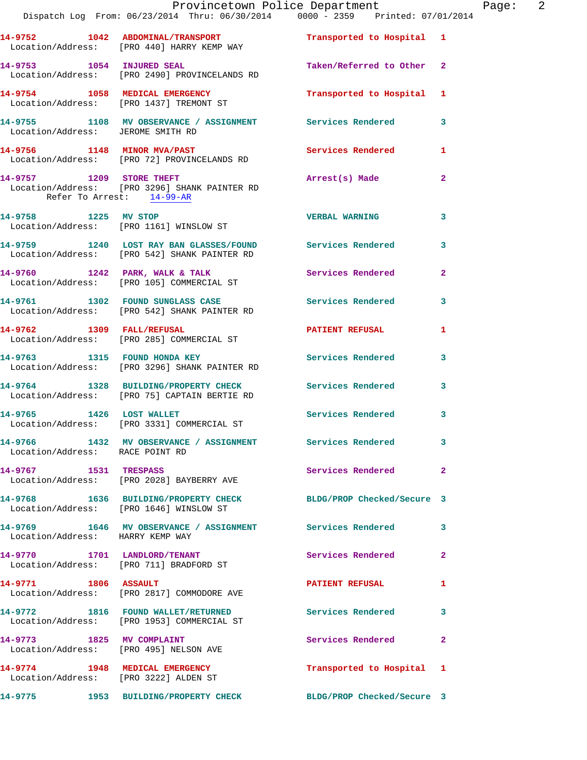14-9752 1042 ABDOMINAL/TRANSPORT Transported to Hospital 1
Location/Address: [PRO 440] HARRY KEMP WAY

14-9753 1054 INJURED SEAL Taken/Referred to Other 2
Location/Address: [PRO 2490] PROVINCELANDS RD

14-9754 1058 MEDICAL EMERGENCY Transported to Hospital 1
Location/Address: [PRO 1437] TREMONT ST

14-9755 1108 MV OBSERVANCE / ASSIGNMENT Services Rendered 3
Location/Address: JEROME SMITH RD

14-9756 1148 MINOR MVA/PAST Services Rendered 1
Location/Address: [PRO 72] PROVINCELANDS RD

14-9757 1209 STORE THEFT Arrest(s) Made 2
Location/Address: [PRO 3296] SHANK PAINTER RD
Refer To Arrest: 14-99-AR

14-9758 1225 MV STOP VERBAL WARNING 3
Location/Address: [PRO 1161] WINSLOW ST

14-9759 1240 LOST RAY BAN GLASSES/FOUND Services Rendered 3
Location/Address: [PRO 542] SHANK PAINTER RD

14-9760 1242 PARK, WALK & TALK Services Rendered 2
Location/Address: [PRO 105] COMMERCIAL ST

14-9761 1302 FOUND SUNGLASS CASE Services Rendered 3
Location/Address: [PRO 542] SHANK PAINTER RD

14-9762 1309 FALL/REFUSAL PATIENT REFUSAL 1
Location/Address: [PRO 285] COMMERCIAL ST

14-9763 1315 FOUND HONDA KEY Services Rendered 3
Location/Address: [PRO 3296] SHANK PAINTER RD

14-9764 1328 BUILDING/PROPERTY CHECK Services Rendered 3
Location/Address: [PRO 75] CAPTAIN BERTIE RD

14-9765 1426 LOST WALLET Services Rendered 3
Location/Address: [PRO 3331] COMMERCIAL ST

14-9766 1432 MV OBSERVANCE / ASSIGNMENT Services Rendered 3
Location/Address: RACE POINT RD

14-9767 1531 TRESPASS Services Rendered 2
Location/Address: [PRO 2028] BAYBERRY AVE

14-9768 1636 BUILDING/PROPERTY CHECK BLDG/PROP Checked/Secure 3
Location/Address: [PRO 1646] WINSLOW ST

14-9769 1646 MV OBSERVANCE / ASSIGNMENT Services Rendered 3
Location/Address: HARRY KEMP WAY

14-9770 1701 LANDLORD/TENANT Services Rendered 2
Location/Address: [PRO 711] BRADFORD ST

14-9771 1806 ASSAULT PATIENT REFUSAL 1
Location/Address: [PRO 2817] COMMODORE AVE

14-9772 1816 FOUND WALLET/RETURNED Services Rendered 3
Location/Address: [PRO 1953] COMMERCIAL ST

14-9773 1825 MV COMPLAINT Services Rendered 2
Location/Address: [PRO 495] NELSON AVE

14-9774 1948 MEDICAL EMERGENCY Transported to Hospital 1
Location/Address: [PRO 3222] ALDEN ST

14-9775 1953 BUILDING/PROPERTY CHECK BLDG/PROP Checked/Secure 3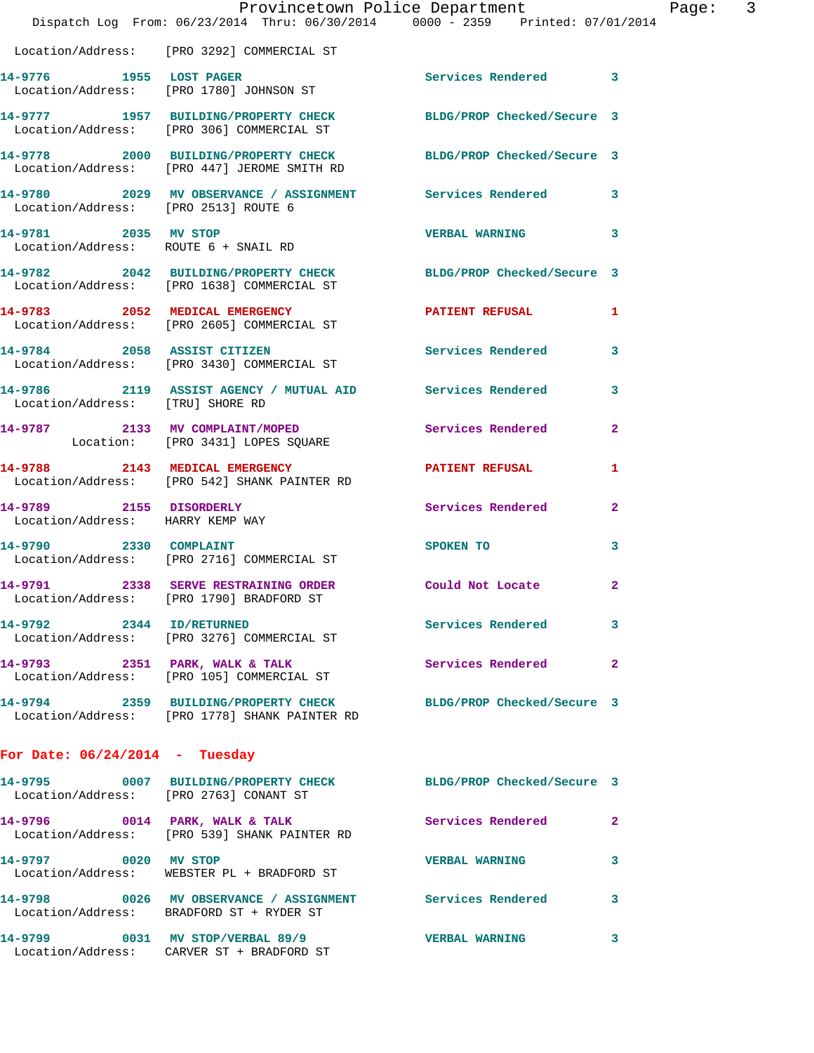Location/Address: [PRO 3292] COMMERCIAL ST

| Call # | Time | Call Reason | Action | Priority |
|---|---|---|---|---|
| 14-9776 | 1955 | LOST PAGER | Services Rendered | 3 |
| | | Location/Address: [PRO 1780] JOHNSON ST | | |
| 14-9777 | 1957 | BUILDING/PROPERTY CHECK | BLDG/PROP Checked/Secure | 3 |
| | | Location/Address: [PRO 306] COMMERCIAL ST | | |
| 14-9778 | 2000 | BUILDING/PROPERTY CHECK | BLDG/PROP Checked/Secure | 3 |
| | | Location/Address: [PRO 447] JEROME SMITH RD | | |
| 14-9780 | 2029 | MV OBSERVANCE / ASSIGNMENT | Services Rendered | 3 |
| | | Location/Address: [PRO 2513] ROUTE 6 | | |
| 14-9781 | 2035 | MV STOP | VERBAL WARNING | 3 |
| | | Location/Address: ROUTE 6 + SNAIL RD | | |
| 14-9782 | 2042 | BUILDING/PROPERTY CHECK | BLDG/PROP Checked/Secure | 3 |
| | | Location/Address: [PRO 1638] COMMERCIAL ST | | |
| 14-9783 | 2052 | MEDICAL EMERGENCY | PATIENT REFUSAL | 1 |
| | | Location/Address: [PRO 2605] COMMERCIAL ST | | |
| 14-9784 | 2058 | ASSIST CITIZEN | Services Rendered | 3 |
| | | Location/Address: [PRO 3430] COMMERCIAL ST | | |
| 14-9786 | 2119 | ASSIST AGENCY / MUTUAL AID | Services Rendered | 3 |
| | | Location/Address: [TRU] SHORE RD | | |
| 14-9787 | 2133 | MV COMPLAINT/MOPED | Services Rendered | 2 |
| | | Location: [PRO 3431] LOPES SQUARE | | |
| 14-9788 | 2143 | MEDICAL EMERGENCY | PATIENT REFUSAL | 1 |
| | | Location/Address: [PRO 542] SHANK PAINTER RD | | |
| 14-9789 | 2155 | DISORDERLY | Services Rendered | 2 |
| | | Location/Address: HARRY KEMP WAY | | |
| 14-9790 | 2330 | COMPLAINT | SPOKEN TO | 3 |
| | | Location/Address: [PRO 2716] COMMERCIAL ST | | |
| 14-9791 | 2338 | SERVE RESTRAINING ORDER | Could Not Locate | 2 |
| | | Location/Address: [PRO 1790] BRADFORD ST | | |
| 14-9792 | 2344 | ID/RETURNED | Services Rendered | 3 |
| | | Location/Address: [PRO 3276] COMMERCIAL ST | | |
| 14-9793 | 2351 | PARK, WALK & TALK | Services Rendered | 2 |
| | | Location/Address: [PRO 105] COMMERCIAL ST | | |
| 14-9794 | 2359 | BUILDING/PROPERTY CHECK | BLDG/PROP Checked/Secure | 3 |
| | | Location/Address: [PRO 1778] SHANK PAINTER RD | | |

## For Date: 06/24/2014 - Tuesday

| Call # | Time | Call Reason | Action | Priority |
|---|---|---|---|---|
| 14-9795 | 0007 | BUILDING/PROPERTY CHECK | BLDG/PROP Checked/Secure | 3 |
| | | Location/Address: [PRO 2763] CONANT ST | | |
| 14-9796 | 0014 | PARK, WALK & TALK | Services Rendered | 2 |
| | | Location/Address: [PRO 539] SHANK PAINTER RD | | |
| 14-9797 | 0020 | MV STOP | VERBAL WARNING | 3 |
| | | Location/Address: WEBSTER PL + BRADFORD ST | | |
| 14-9798 | 0026 | MV OBSERVANCE / ASSIGNMENT | Services Rendered | 3 |
| | | Location/Address: BRADFORD ST + RYDER ST | | |
| 14-9799 | 0031 | MV STOP/VERBAL 89/9 | VERBAL WARNING | 3 |
| | | Location/Address: CARVER ST + BRADFORD ST | | |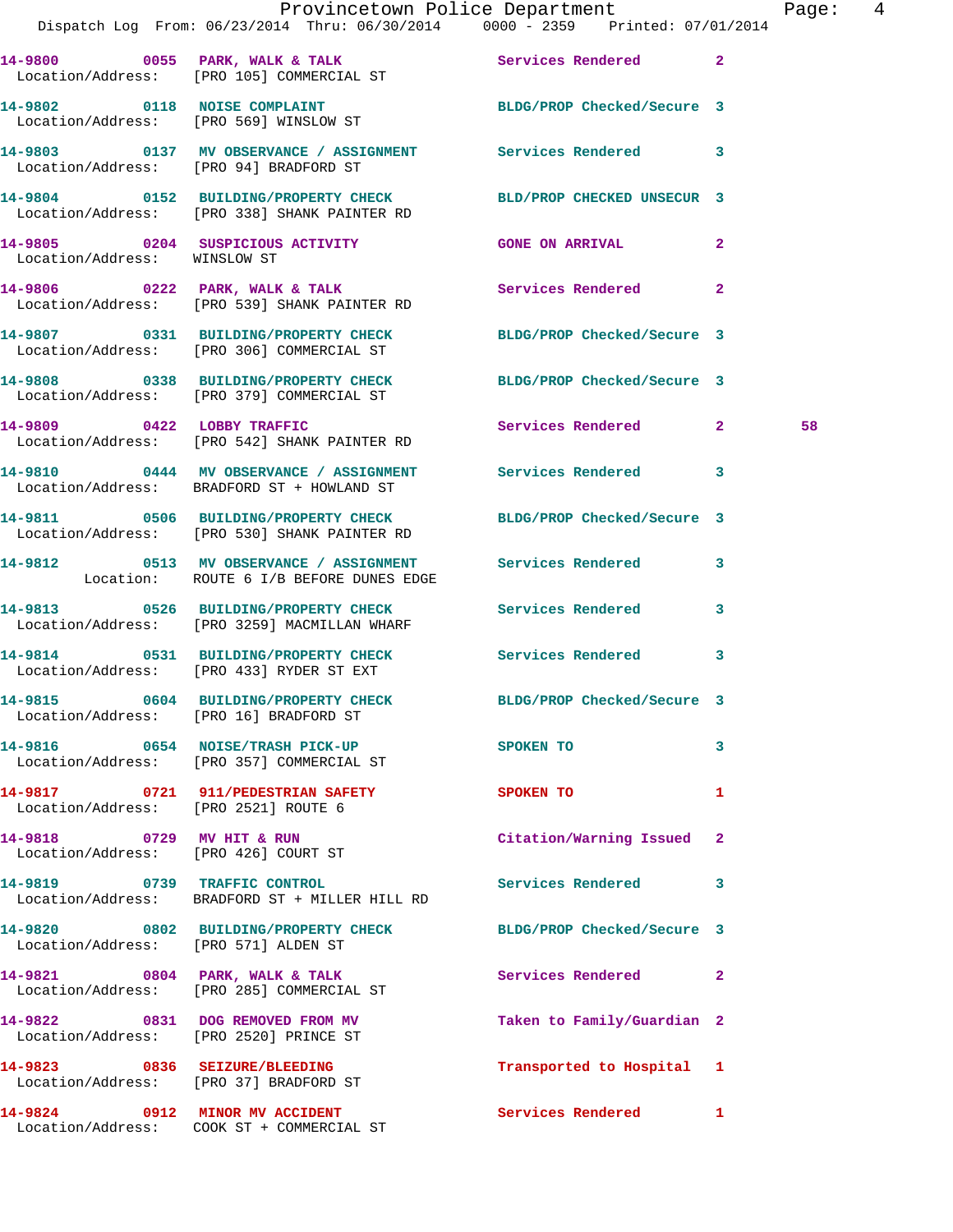14-9800 0055 PARK, WALK & TALK Services Rendered 2
Location/Address: [PRO 105] COMMERCIAL ST

14-9802 0118 NOISE COMPLAINT BLDG/PROP Checked/Secure 3
Location/Address: [PRO 569] WINSLOW ST

14-9803 0137 MV OBSERVANCE / ASSIGNMENT Services Rendered 3
Location/Address: [PRO 94] BRADFORD ST

14-9804 0152 BUILDING/PROPERTY CHECK BLD/PROP CHECKED UNSECUR 3
Location/Address: [PRO 338] SHANK PAINTER RD

14-9805 0204 SUSPICIOUS ACTIVITY GONE ON ARRIVAL 2
Location/Address: WINSLOW ST

14-9806 0222 PARK, WALK & TALK Services Rendered 2
Location/Address: [PRO 539] SHANK PAINTER RD

14-9807 0331 BUILDING/PROPERTY CHECK BLDG/PROP Checked/Secure 3
Location/Address: [PRO 306] COMMERCIAL ST

14-9808 0338 BUILDING/PROPERTY CHECK BLDG/PROP Checked/Secure 3
Location/Address: [PRO 379] COMMERCIAL ST

14-9809 0422 LOBBY TRAFFIC Services Rendered 2 58
Location/Address: [PRO 542] SHANK PAINTER RD

14-9810 0444 MV OBSERVANCE / ASSIGNMENT Services Rendered 3
Location/Address: BRADFORD ST + HOWLAND ST

14-9811 0506 BUILDING/PROPERTY CHECK BLDG/PROP Checked/Secure 3
Location/Address: [PRO 530] SHANK PAINTER RD

14-9812 0513 MV OBSERVANCE / ASSIGNMENT Services Rendered 3
Location: ROUTE 6 I/B BEFORE DUNES EDGE

14-9813 0526 BUILDING/PROPERTY CHECK Services Rendered 3
Location/Address: [PRO 3259] MACMILLAN WHARF

14-9814 0531 BUILDING/PROPERTY CHECK Services Rendered 3
Location/Address: [PRO 433] RYDER ST EXT

14-9815 0604 BUILDING/PROPERTY CHECK BLDG/PROP Checked/Secure 3
Location/Address: [PRO 16] BRADFORD ST

14-9816 0654 NOISE/TRASH PICK-UP SPOKEN TO 3
Location/Address: [PRO 357] COMMERCIAL ST

14-9817 0721 911/PEDESTRIAN SAFETY SPOKEN TO 1
Location/Address: [PRO 2521] ROUTE 6

14-9818 0729 MV HIT & RUN Citation/Warning Issued 2
Location/Address: [PRO 426] COURT ST

14-9819 0739 TRAFFIC CONTROL Services Rendered 3
Location/Address: BRADFORD ST + MILLER HILL RD

14-9820 0802 BUILDING/PROPERTY CHECK BLDG/PROP Checked/Secure 3
Location/Address: [PRO 571] ALDEN ST

14-9821 0804 PARK, WALK & TALK Services Rendered 2
Location/Address: [PRO 285] COMMERCIAL ST

14-9822 0831 DOG REMOVED FROM MV Taken to Family/Guardian 2
Location/Address: [PRO 2520] PRINCE ST

14-9823 0836 SEIZURE/BLEEDING Transported to Hospital 1
Location/Address: [PRO 37] BRADFORD ST

14-9824 0912 MINOR MV ACCIDENT Services Rendered 1
Location/Address: COOK ST + COMMERCIAL ST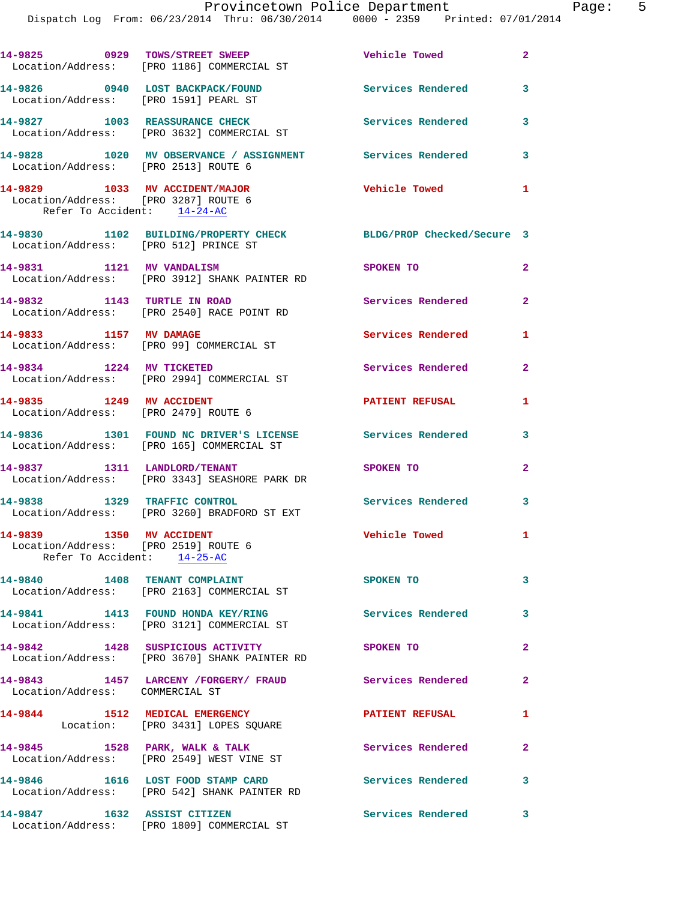14-9825 0929 TOWS/STREET SWEEP Vehicle Towed 2
Location/Address: [PRO 1186] COMMERCIAL ST

14-9826 0940 LOST BACKPACK/FOUND Services Rendered 3
Location/Address: [PRO 1591] PEARL ST

14-9827 1003 REASSURANCE CHECK Services Rendered 3
Location/Address: [PRO 3632] COMMERCIAL ST

14-9828 1020 MV OBSERVANCE / ASSIGNMENT Services Rendered 3
Location/Address: [PRO 2513] ROUTE 6

14-9829 1033 MV ACCIDENT/MAJOR Vehicle Towed 1
Location/Address: [PRO 3287] ROUTE 6
Refer To Accident: 14-24-AC

14-9830 1102 BUILDING/PROPERTY CHECK BLDG/PROP Checked/Secure 3
Location/Address: [PRO 512] PRINCE ST

14-9831 1121 MV VANDALISM SPOKEN TO 2
Location/Address: [PRO 3912] SHANK PAINTER RD

14-9832 1143 TURTLE IN ROAD Services Rendered 2
Location/Address: [PRO 2540] RACE POINT RD

14-9833 1157 MV DAMAGE Services Rendered 1
Location/Address: [PRO 99] COMMERCIAL ST

14-9834 1224 MV TICKETED Services Rendered 2
Location/Address: [PRO 2994] COMMERCIAL ST

14-9835 1249 MV ACCIDENT PATIENT REFUSAL 1
Location/Address: [PRO 2479] ROUTE 6

14-9836 1301 FOUND NC DRIVER'S LICENSE Services Rendered 3
Location/Address: [PRO 165] COMMERCIAL ST

14-9837 1311 LANDLORD/TENANT SPOKEN TO 2
Location/Address: [PRO 3343] SEASHORE PARK DR

14-9838 1329 TRAFFIC CONTROL Services Rendered 3
Location/Address: [PRO 3260] BRADFORD ST EXT

14-9839 1350 MV ACCIDENT Vehicle Towed 1
Location/Address: [PRO 2519] ROUTE 6
Refer To Accident: 14-25-AC

14-9840 1408 TENANT COMPLAINT SPOKEN TO 3
Location/Address: [PRO 2163] COMMERCIAL ST

14-9841 1413 FOUND HONDA KEY/RING Services Rendered 3
Location/Address: [PRO 3121] COMMERCIAL ST

14-9842 1428 SUSPICIOUS ACTIVITY SPOKEN TO 2
Location/Address: [PRO 3670] SHANK PAINTER RD

14-9843 1457 LARCENY /FORGERY/ FRAUD Services Rendered 2
Location/Address: COMMERCIAL ST

14-9844 1512 MEDICAL EMERGENCY PATIENT REFUSAL 1
Location: [PRO 3431] LOPES SQUARE

14-9845 1528 PARK, WALK & TALK Services Rendered 2
Location/Address: [PRO 2549] WEST VINE ST

14-9846 1616 LOST FOOD STAMP CARD Services Rendered 3
Location/Address: [PRO 542] SHANK PAINTER RD

14-9847 1632 ASSIST CITIZEN Services Rendered 3
Location/Address: [PRO 1809] COMMERCIAL ST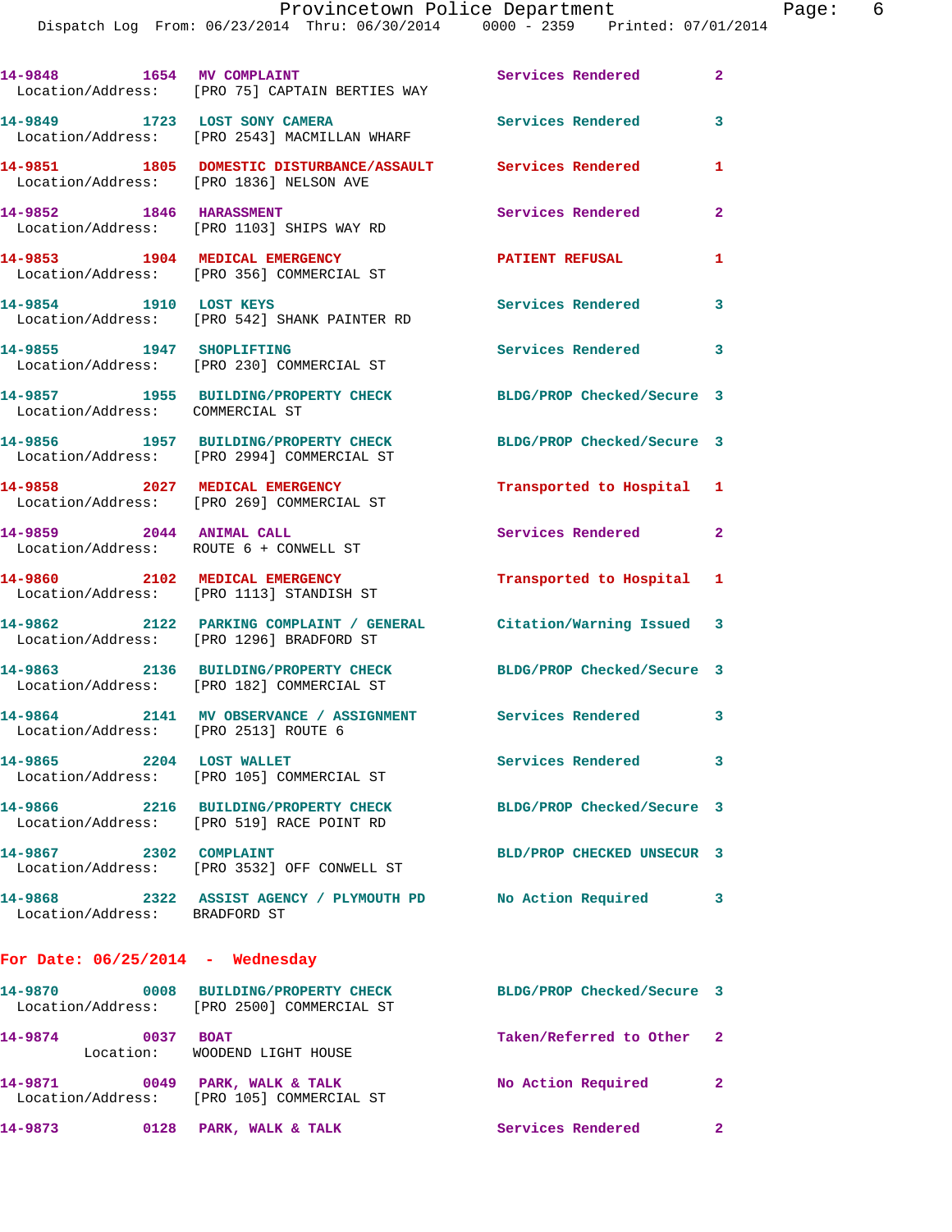**14-9848** 1654 **MV COMPLAINT** Services Rendered 2
Location/Address: [PRO 75] CAPTAIN BERTIES WAY

**14-9849** 1723 **LOST SONY CAMERA** Services Rendered 3
Location/Address: [PRO 2543] MACMILLAN WHARF

**14-9851** 1805 **DOMESTIC DISTURBANCE/ASSAULT** Services Rendered 1
Location/Address: [PRO 1836] NELSON AVE

**14-9852** 1846 **HARASSMENT** Services Rendered 2
Location/Address: [PRO 1103] SHIPS WAY RD

**14-9853** 1904 **MEDICAL EMERGENCY** PATIENT REFUSAL 1
Location/Address: [PRO 356] COMMERCIAL ST

**14-9854** 1910 **LOST KEYS** Services Rendered 3
Location/Address: [PRO 542] SHANK PAINTER RD

**14-9855** 1947 **SHOPLIFTING** Services Rendered 3
Location/Address: [PRO 230] COMMERCIAL ST

**14-9857** 1955 **BUILDING/PROPERTY CHECK** BLDG/PROP Checked/Secure 3
Location/Address: COMMERCIAL ST

**14-9856** 1957 **BUILDING/PROPERTY CHECK** BLDG/PROP Checked/Secure 3
Location/Address: [PRO 2994] COMMERCIAL ST

**14-9858** 2027 **MEDICAL EMERGENCY** Transported to Hospital 1
Location/Address: [PRO 269] COMMERCIAL ST

**14-9859** 2044 **ANIMAL CALL** Services Rendered 2
Location/Address: ROUTE 6 + CONWELL ST

**14-9860** 2102 **MEDICAL EMERGENCY** Transported to Hospital 1
Location/Address: [PRO 1113] STANDISH ST

**14-9862** 2122 **PARKING COMPLAINT / GENERAL** Citation/Warning Issued 3
Location/Address: [PRO 1296] BRADFORD ST

**14-9863** 2136 **BUILDING/PROPERTY CHECK** BLDG/PROP Checked/Secure 3
Location/Address: [PRO 182] COMMERCIAL ST

**14-9864** 2141 **MV OBSERVANCE / ASSIGNMENT** Services Rendered 3
Location/Address: [PRO 2513] ROUTE 6

**14-9865** 2204 **LOST WALLET** Services Rendered 3
Location/Address: [PRO 105] COMMERCIAL ST

**14-9866** 2216 **BUILDING/PROPERTY CHECK** BLDG/PROP Checked/Secure 3
Location/Address: [PRO 519] RACE POINT RD

**14-9867** 2302 **COMPLAINT** BLD/PROP CHECKED UNSECUR 3
Location/Address: [PRO 3532] OFF CONWELL ST

**14-9868** 2322 **ASSIST AGENCY / PLYMOUTH PD** No Action Required 3
Location/Address: BRADFORD ST

## For Date: 06/25/2014 - Wednesday

**14-9870** 0008 **BUILDING/PROPERTY CHECK** BLDG/PROP Checked/Secure 3
Location/Address: [PRO 2500] COMMERCIAL ST

**14-9874** 0037 **BOAT** Taken/Referred to Other 2
Location: WOODEND LIGHT HOUSE

**14-9871** 0049 **PARK, WALK & TALK** No Action Required 2
Location/Address: [PRO 105] COMMERCIAL ST

**14-9873** 0128 **PARK, WALK & TALK** Services Rendered 2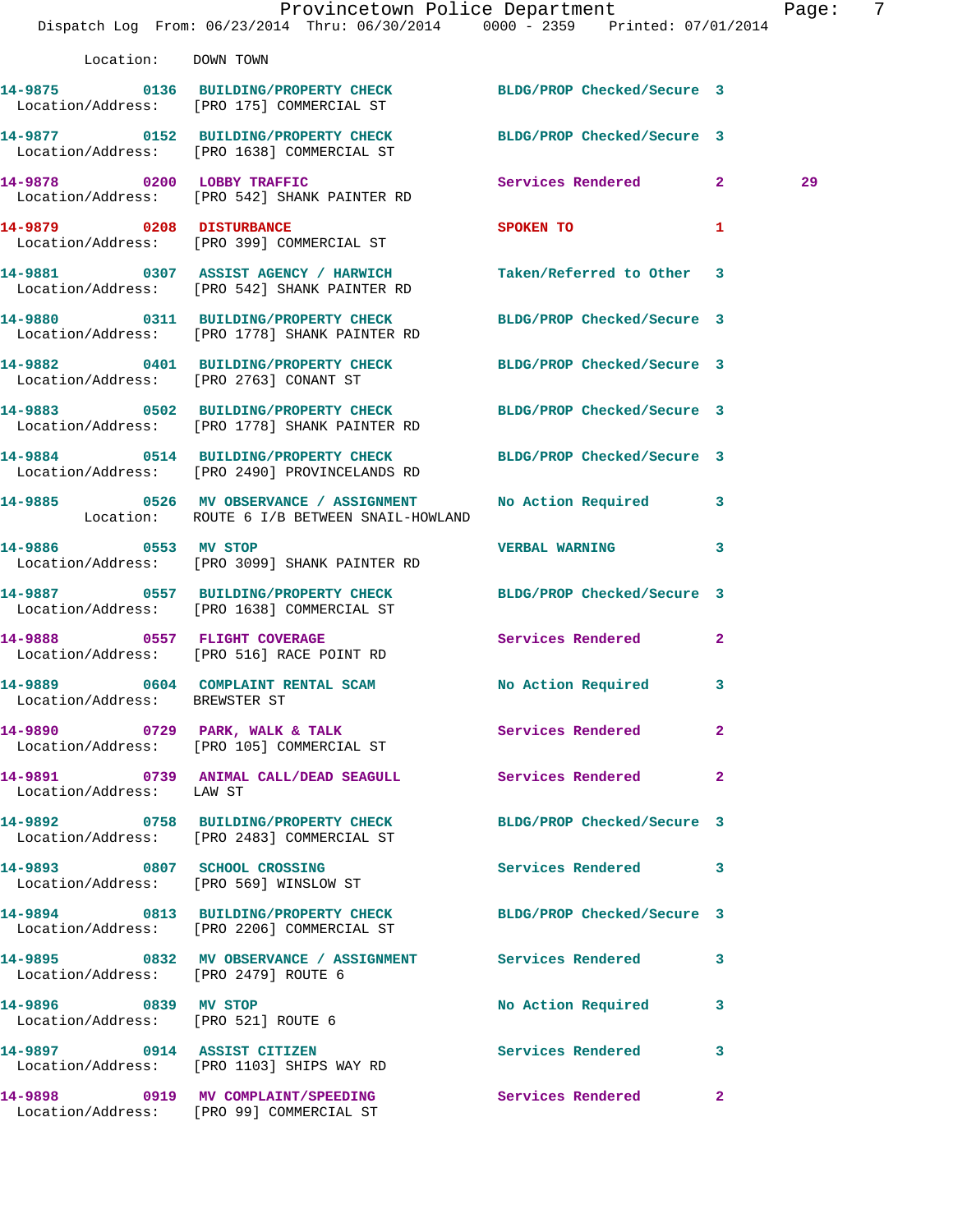Location: DOWN TOWN

**14-9875** 0136 BUILDING/PROPERTY CHECK BLDG/PROP Checked/Secure 3
Location/Address: [PRO 175] COMMERCIAL ST

**14-9877** 0152 BUILDING/PROPERTY CHECK BLDG/PROP Checked/Secure 3
Location/Address: [PRO 1638] COMMERCIAL ST

**14-9878** 0200 LOBBY TRAFFIC Services Rendered 2 29
Location/Address: [PRO 542] SHANK PAINTER RD

**14-9879** 0208 DISTURBANCE SPOKEN TO 1
Location/Address: [PRO 399] COMMERCIAL ST

**14-9881** 0307 ASSIST AGENCY / HARWICH Taken/Referred to Other 3
Location/Address: [PRO 542] SHANK PAINTER RD

**14-9880** 0311 BUILDING/PROPERTY CHECK BLDG/PROP Checked/Secure 3
Location/Address: [PRO 1778] SHANK PAINTER RD

**14-9882** 0401 BUILDING/PROPERTY CHECK BLDG/PROP Checked/Secure 3
Location/Address: [PRO 2763] CONANT ST

**14-9883** 0502 BUILDING/PROPERTY CHECK BLDG/PROP Checked/Secure 3
Location/Address: [PRO 1778] SHANK PAINTER RD

**14-9884** 0514 BUILDING/PROPERTY CHECK BLDG/PROP Checked/Secure 3
Location/Address: [PRO 2490] PROVINCELANDS RD

**14-9885** 0526 MV OBSERVANCE / ASSIGNMENT No Action Required 3
Location: ROUTE 6 I/B BETWEEN SNAIL-HOWLAND

**14-9886** 0553 MV STOP VERBAL WARNING 3
Location/Address: [PRO 3099] SHANK PAINTER RD

**14-9887** 0557 BUILDING/PROPERTY CHECK BLDG/PROP Checked/Secure 3
Location/Address: [PRO 1638] COMMERCIAL ST

**14-9888** 0557 FLIGHT COVERAGE Services Rendered 2
Location/Address: [PRO 516] RACE POINT RD

**14-9889** 0604 COMPLAINT RENTAL SCAM No Action Required 3
Location/Address: BREWSTER ST

**14-9890** 0729 PARK, WALK & TALK Services Rendered 2
Location/Address: [PRO 105] COMMERCIAL ST

**14-9891** 0739 ANIMAL CALL/DEAD SEAGULL Services Rendered 2
Location/Address: LAW ST

**14-9892** 0758 BUILDING/PROPERTY CHECK BLDG/PROP Checked/Secure 3
Location/Address: [PRO 2483] COMMERCIAL ST

**14-9893** 0807 SCHOOL CROSSING Services Rendered 3
Location/Address: [PRO 569] WINSLOW ST

**14-9894** 0813 BUILDING/PROPERTY CHECK BLDG/PROP Checked/Secure 3
Location/Address: [PRO 2206] COMMERCIAL ST

**14-9895** 0832 MV OBSERVANCE / ASSIGNMENT Services Rendered 3
Location/Address: [PRO 2479] ROUTE 6

**14-9896** 0839 MV STOP No Action Required 3
Location/Address: [PRO 521] ROUTE 6

**14-9897** 0914 ASSIST CITIZEN Services Rendered 3
Location/Address: [PRO 1103] SHIPS WAY RD

**14-9898** 0919 MV COMPLAINT/SPEEDING Services Rendered 2
Location/Address: [PRO 99] COMMERCIAL ST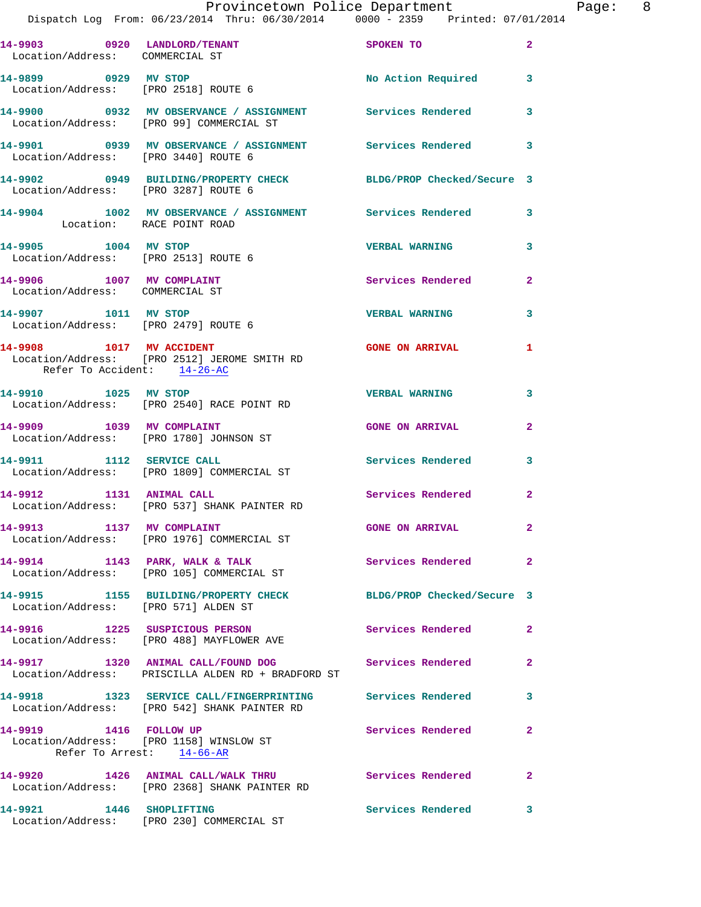**14-9903 0920 LANDLORD/TENANT** SPOKEN TO 2
Location/Address: COMMERCIAL ST

**14-9899 0929 MV STOP** No Action Required 3
Location/Address: [PRO 2518] ROUTE 6

**14-9900 0932 MV OBSERVANCE / ASSIGNMENT** Services Rendered 3
Location/Address: [PRO 99] COMMERCIAL ST

**14-9901 0939 MV OBSERVANCE / ASSIGNMENT** Services Rendered 3
Location/Address: [PRO 3440] ROUTE 6

**14-9902 0949 BUILDING/PROPERTY CHECK** BLDG/PROP Checked/Secure 3
Location/Address: [PRO 3287] ROUTE 6

**14-9904 1002 MV OBSERVANCE / ASSIGNMENT** Services Rendered 3
Location: RACE POINT ROAD

**14-9905 1004 MV STOP** VERBAL WARNING 3
Location/Address: [PRO 2513] ROUTE 6

**14-9906 1007 MV COMPLAINT** Services Rendered 2
Location/Address: COMMERCIAL ST

**14-9907 1011 MV STOP** VERBAL WARNING 3
Location/Address: [PRO 2479] ROUTE 6

**14-9908 1017 MV ACCIDENT** GONE ON ARRIVAL 1
Location/Address: [PRO 2512] JEROME SMITH RD
Refer To Accident: 14-26-AC

**14-9910 1025 MV STOP** VERBAL WARNING 3
Location/Address: [PRO 2540] RACE POINT RD

**14-9909 1039 MV COMPLAINT** GONE ON ARRIVAL 2
Location/Address: [PRO 1780] JOHNSON ST

**14-9911 1112 SERVICE CALL** Services Rendered 3
Location/Address: [PRO 1809] COMMERCIAL ST

**14-9912 1131 ANIMAL CALL** Services Rendered 2
Location/Address: [PRO 537] SHANK PAINTER RD

**14-9913 1137 MV COMPLAINT** GONE ON ARRIVAL 2
Location/Address: [PRO 1976] COMMERCIAL ST

**14-9914 1143 PARK, WALK & TALK** Services Rendered 2
Location/Address: [PRO 105] COMMERCIAL ST

**14-9915 1155 BUILDING/PROPERTY CHECK** BLDG/PROP Checked/Secure 3
Location/Address: [PRO 571] ALDEN ST

**14-9916 1225 SUSPICIOUS PERSON** Services Rendered 2
Location/Address: [PRO 488] MAYFLOWER AVE

**14-9917 1320 ANIMAL CALL/FOUND DOG** Services Rendered 2
Location/Address: PRISCILLA ALDEN RD + BRADFORD ST

**14-9918 1323 SERVICE CALL/FINGERPRINTING** Services Rendered 3
Location/Address: [PRO 542] SHANK PAINTER RD

**14-9919 1416 FOLLOW UP** Services Rendered 2
Location/Address: [PRO 1158] WINSLOW ST
Refer To Arrest: 14-66-AR

**14-9920 1426 ANIMAL CALL/WALK THRU** Services Rendered 2
Location/Address: [PRO 2368] SHANK PAINTER RD

**14-9921 1446 SHOPLIFTING** Services Rendered 3
Location/Address: [PRO 230] COMMERCIAL ST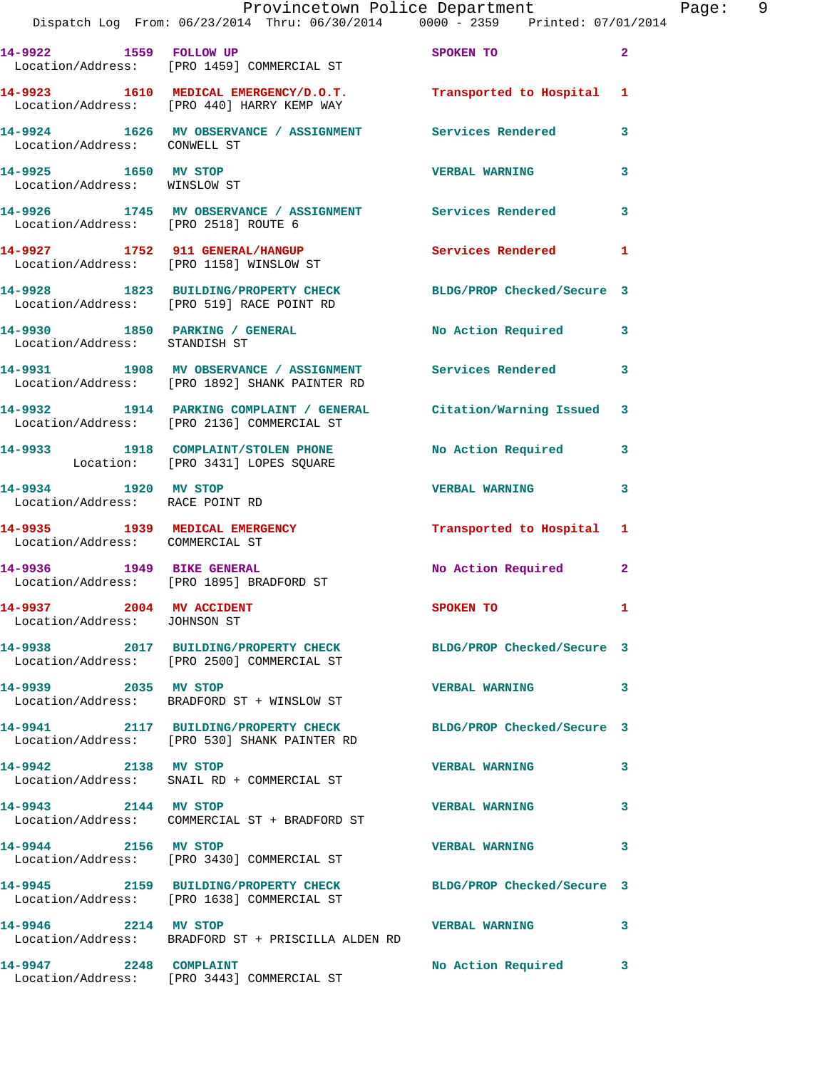14-9922 1559 FOLLOW UP SPOKEN TO 2
Location/Address: [PRO 1459] COMMERCIAL ST

14-9923 1610 MEDICAL EMERGENCY/D.O.T. Transported to Hospital 1
Location/Address: [PRO 440] HARRY KEMP WAY

14-9924 1626 MV OBSERVANCE / ASSIGNMENT Services Rendered 3
Location/Address: CONWELL ST

14-9925 1650 MV STOP VERBAL WARNING 3
Location/Address: WINSLOW ST

14-9926 1745 MV OBSERVANCE / ASSIGNMENT Services Rendered 3
Location/Address: [PRO 2518] ROUTE 6

14-9927 1752 911 GENERAL/HANGUP Services Rendered 1
Location/Address: [PRO 1158] WINSLOW ST

14-9928 1823 BUILDING/PROPERTY CHECK BLDG/PROP Checked/Secure 3
Location/Address: [PRO 519] RACE POINT RD

14-9930 1850 PARKING / GENERAL No Action Required 3
Location/Address: STANDISH ST

14-9931 1908 MV OBSERVANCE / ASSIGNMENT Services Rendered 3
Location/Address: [PRO 1892] SHANK PAINTER RD

14-9932 1914 PARKING COMPLAINT / GENERAL Citation/Warning Issued 3
Location/Address: [PRO 2136] COMMERCIAL ST

14-9933 1918 COMPLAINT/STOLEN PHONE No Action Required 3
Location: [PRO 3431] LOPES SQUARE

14-9934 1920 MV STOP VERBAL WARNING 3
Location/Address: RACE POINT RD

14-9935 1939 MEDICAL EMERGENCY Transported to Hospital 1
Location/Address: COMMERCIAL ST

14-9936 1949 BIKE GENERAL No Action Required 2
Location/Address: [PRO 1895] BRADFORD ST

14-9937 2004 MV ACCIDENT SPOKEN TO 1
Location/Address: JOHNSON ST

14-9938 2017 BUILDING/PROPERTY CHECK BLDG/PROP Checked/Secure 3
Location/Address: [PRO 2500] COMMERCIAL ST

14-9939 2035 MV STOP VERBAL WARNING 3
Location/Address: BRADFORD ST + WINSLOW ST

14-9941 2117 BUILDING/PROPERTY CHECK BLDG/PROP Checked/Secure 3
Location/Address: [PRO 530] SHANK PAINTER RD

14-9942 2138 MV STOP VERBAL WARNING 3
Location/Address: SNAIL RD + COMMERCIAL ST

14-9943 2144 MV STOP VERBAL WARNING 3
Location/Address: COMMERCIAL ST + BRADFORD ST

14-9944 2156 MV STOP VERBAL WARNING 3
Location/Address: [PRO 3430] COMMERCIAL ST

14-9945 2159 BUILDING/PROPERTY CHECK BLDG/PROP Checked/Secure 3
Location/Address: [PRO 1638] COMMERCIAL ST

14-9946 2214 MV STOP VERBAL WARNING 3
Location/Address: BRADFORD ST + PRISCILLA ALDEN RD

14-9947 2248 COMPLAINT No Action Required 3
Location/Address: [PRO 3443] COMMERCIAL ST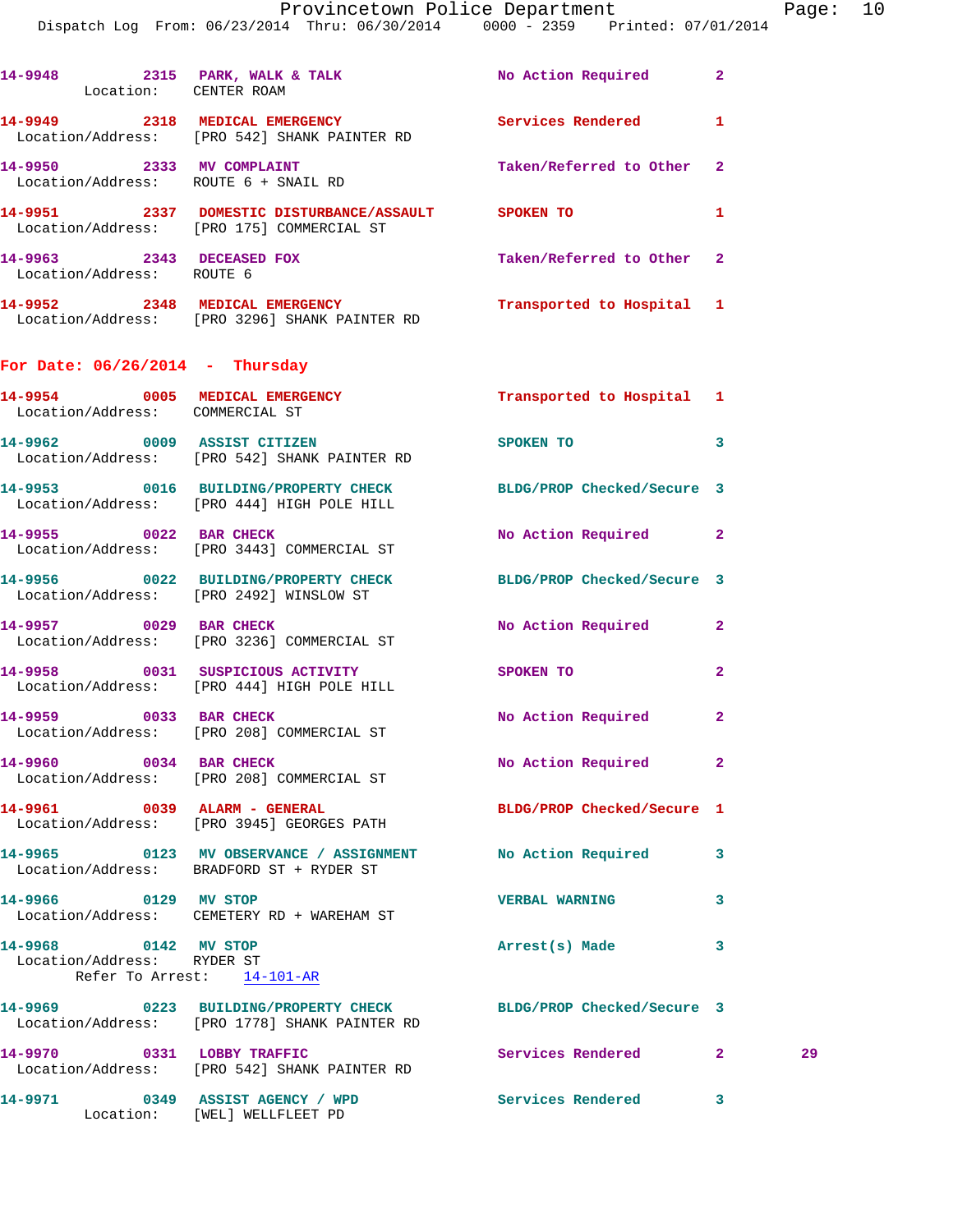14-9948 2315 PARK, WALK & TALK No Action Required 2
Location: CENTER ROAM

14-9949 2318 MEDICAL EMERGENCY Services Rendered 1
Location/Address: [PRO 542] SHANK PAINTER RD

14-9950 2333 MV COMPLAINT Taken/Referred to Other 2
Location/Address: ROUTE 6 + SNAIL RD

14-9951 2337 DOMESTIC DISTURBANCE/ASSAULT SPOKEN TO 1
Location/Address: [PRO 175] COMMERCIAL ST

14-9963 2343 DECEASED FOX Taken/Referred to Other 2
Location/Address: ROUTE 6

14-9952 2348 MEDICAL EMERGENCY Transported to Hospital 1
Location/Address: [PRO 3296] SHANK PAINTER RD

## For Date: 06/26/2014 - Thursday

14-9954 0005 MEDICAL EMERGENCY Transported to Hospital 1
Location/Address: COMMERCIAL ST

14-9962 0009 ASSIST CITIZEN SPOKEN TO 3
Location/Address: [PRO 542] SHANK PAINTER RD

14-9953 0016 BUILDING/PROPERTY CHECK BLDG/PROP Checked/Secure 3
Location/Address: [PRO 444] HIGH POLE HILL

14-9955 0022 BAR CHECK No Action Required 2
Location/Address: [PRO 3443] COMMERCIAL ST

14-9956 0022 BUILDING/PROPERTY CHECK BLDG/PROP Checked/Secure 3
Location/Address: [PRO 2492] WINSLOW ST

14-9957 0029 BAR CHECK No Action Required 2
Location/Address: [PRO 3236] COMMERCIAL ST

14-9958 0031 SUSPICIOUS ACTIVITY SPOKEN TO 2
Location/Address: [PRO 444] HIGH POLE HILL

14-9959 0033 BAR CHECK No Action Required 2
Location/Address: [PRO 208] COMMERCIAL ST

14-9960 0034 BAR CHECK No Action Required 2
Location/Address: [PRO 208] COMMERCIAL ST

14-9961 0039 ALARM - GENERAL BLDG/PROP Checked/Secure 1
Location/Address: [PRO 3945] GEORGES PATH

14-9965 0123 MV OBSERVANCE / ASSIGNMENT No Action Required 3
Location/Address: BRADFORD ST + RYDER ST

14-9966 0129 MV STOP VERBAL WARNING 3
Location/Address: CEMETERY RD + WAREHAM ST

14-9968 0142 MV STOP Arrest(s) Made 3
Location/Address: RYDER ST
Refer To Arrest: 14-101-AR

14-9969 0223 BUILDING/PROPERTY CHECK BLDG/PROP Checked/Secure 3
Location/Address: [PRO 1778] SHANK PAINTER RD

14-9970 0331 LOBBY TRAFFIC Services Rendered 2 29
Location/Address: [PRO 542] SHANK PAINTER RD

14-9971 0349 ASSIST AGENCY / WPD Services Rendered 3
Location: [WEL] WELLFLEET PD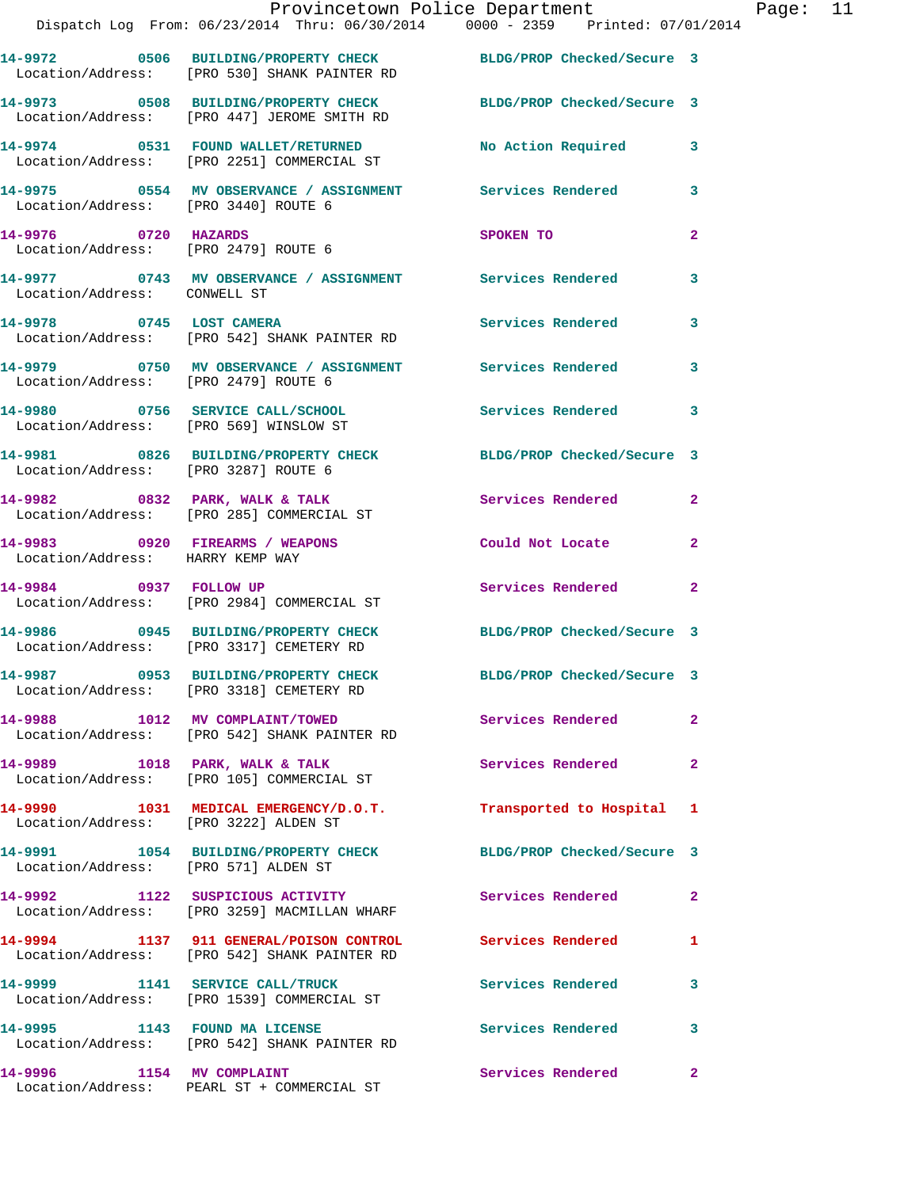14-9972 0506 BUILDING/PROPERTY CHECK BLDG/PROP Checked/Secure 3
Location/Address: [PRO 530] SHANK PAINTER RD

14-9973 0508 BUILDING/PROPERTY CHECK BLDG/PROP Checked/Secure 3
Location/Address: [PRO 447] JEROME SMITH RD

14-9974 0531 FOUND WALLET/RETURNED No Action Required 3
Location/Address: [PRO 2251] COMMERCIAL ST

14-9975 0554 MV OBSERVANCE / ASSIGNMENT Services Rendered 3
Location/Address: [PRO 3440] ROUTE 6

14-9976 0720 HAZARDS SPOKEN TO 2
Location/Address: [PRO 2479] ROUTE 6

14-9977 0743 MV OBSERVANCE / ASSIGNMENT Services Rendered 3
Location/Address: CONWELL ST

14-9978 0745 LOST CAMERA Services Rendered 3
Location/Address: [PRO 542] SHANK PAINTER RD

14-9979 0750 MV OBSERVANCE / ASSIGNMENT Services Rendered 3
Location/Address: [PRO 2479] ROUTE 6

14-9980 0756 SERVICE CALL/SCHOOL Services Rendered 3
Location/Address: [PRO 569] WINSLOW ST

14-9981 0826 BUILDING/PROPERTY CHECK BLDG/PROP Checked/Secure 3
Location/Address: [PRO 3287] ROUTE 6

14-9982 0832 PARK, WALK & TALK Services Rendered 2
Location/Address: [PRO 285] COMMERCIAL ST

14-9983 0920 FIREARMS / WEAPONS Could Not Locate 2
Location/Address: HARRY KEMP WAY

14-9984 0937 FOLLOW UP Services Rendered 2
Location/Address: [PRO 2984] COMMERCIAL ST

14-9986 0945 BUILDING/PROPERTY CHECK BLDG/PROP Checked/Secure 3
Location/Address: [PRO 3317] CEMETERY RD

14-9987 0953 BUILDING/PROPERTY CHECK BLDG/PROP Checked/Secure 3
Location/Address: [PRO 3318] CEMETERY RD

14-9988 1012 MV COMPLAINT/TOWED Services Rendered 2
Location/Address: [PRO 542] SHANK PAINTER RD

14-9989 1018 PARK, WALK & TALK Services Rendered 2
Location/Address: [PRO 105] COMMERCIAL ST

14-9990 1031 MEDICAL EMERGENCY/D.O.T. Transported to Hospital 1
Location/Address: [PRO 3222] ALDEN ST

14-9991 1054 BUILDING/PROPERTY CHECK BLDG/PROP Checked/Secure 3
Location/Address: [PRO 571] ALDEN ST

14-9992 1122 SUSPICIOUS ACTIVITY Services Rendered 2
Location/Address: [PRO 3259] MACMILLAN WHARF

14-9994 1137 911 GENERAL/POISON CONTROL Services Rendered 1
Location/Address: [PRO 542] SHANK PAINTER RD

14-9999 1141 SERVICE CALL/TRUCK Services Rendered 3
Location/Address: [PRO 1539] COMMERCIAL ST

14-9995 1143 FOUND MA LICENSE Services Rendered 3
Location/Address: [PRO 542] SHANK PAINTER RD

14-9996 1154 MV COMPLAINT Services Rendered 2
Location/Address: PEARL ST + COMMERCIAL ST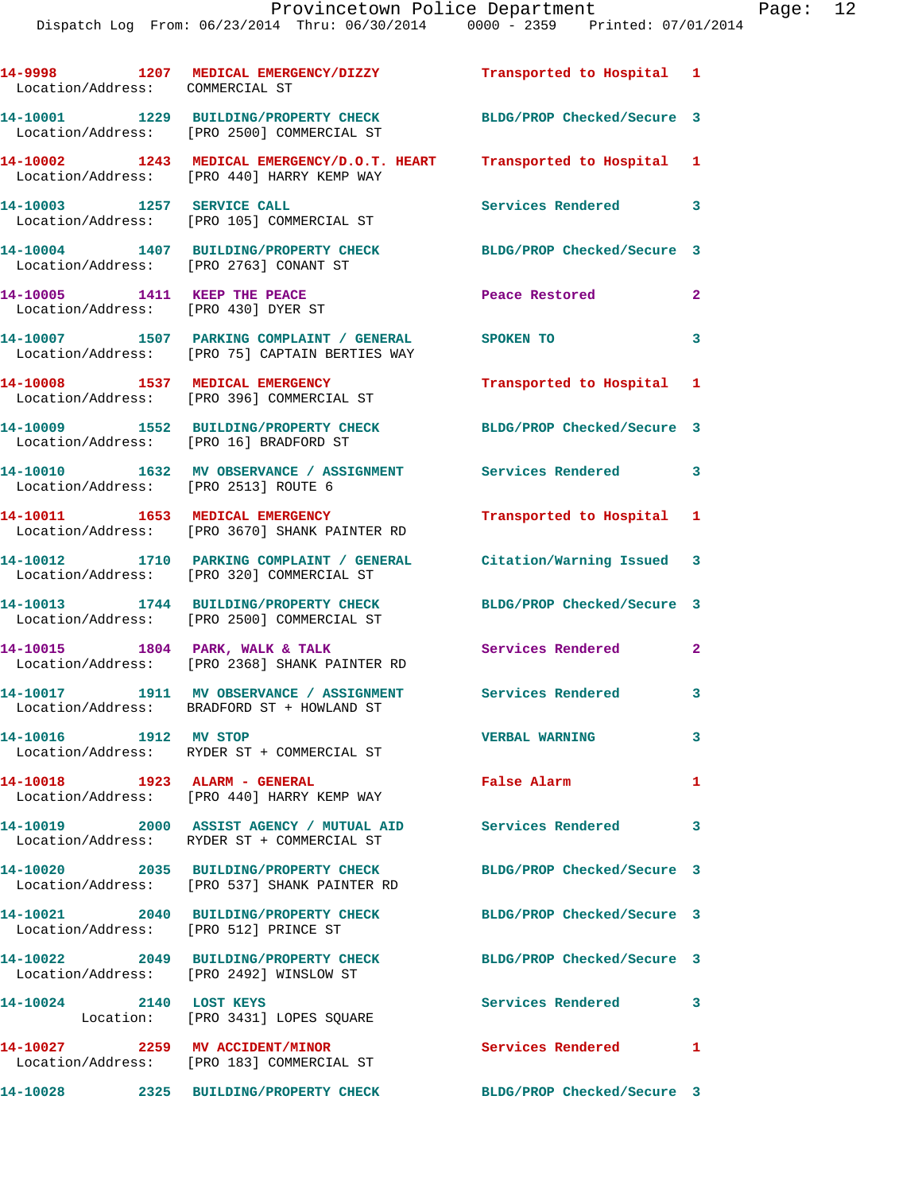14-9998 1207 MEDICAL EMERGENCY/DIZZY Transported to Hospital 1
Location/Address: COMMERCIAL ST

14-10001 1229 BUILDING/PROPERTY CHECK BLDG/PROP Checked/Secure 3
Location/Address: [PRO 2500] COMMERCIAL ST

14-10002 1243 MEDICAL EMERGENCY/D.O.T. HEART Transported to Hospital 1
Location/Address: [PRO 440] HARRY KEMP WAY

14-10003 1257 SERVICE CALL Services Rendered 3
Location/Address: [PRO 105] COMMERCIAL ST

14-10004 1407 BUILDING/PROPERTY CHECK BLDG/PROP Checked/Secure 3
Location/Address: [PRO 2763] CONANT ST

14-10005 1411 KEEP THE PEACE Peace Restored 2
Location/Address: [PRO 430] DYER ST

14-10007 1507 PARKING COMPLAINT / GENERAL SPOKEN TO 3
Location/Address: [PRO 75] CAPTAIN BERTIES WAY

14-10008 1537 MEDICAL EMERGENCY Transported to Hospital 1
Location/Address: [PRO 396] COMMERCIAL ST

14-10009 1552 BUILDING/PROPERTY CHECK BLDG/PROP Checked/Secure 3
Location/Address: [PRO 16] BRADFORD ST

14-10010 1632 MV OBSERVANCE / ASSIGNMENT Services Rendered 3
Location/Address: [PRO 2513] ROUTE 6

14-10011 1653 MEDICAL EMERGENCY Transported to Hospital 1
Location/Address: [PRO 3670] SHANK PAINTER RD

14-10012 1710 PARKING COMPLAINT / GENERAL Citation/Warning Issued 3
Location/Address: [PRO 320] COMMERCIAL ST

14-10013 1744 BUILDING/PROPERTY CHECK BLDG/PROP Checked/Secure 3
Location/Address: [PRO 2500] COMMERCIAL ST

14-10015 1804 PARK, WALK & TALK Services Rendered 2
Location/Address: [PRO 2368] SHANK PAINTER RD

14-10017 1911 MV OBSERVANCE / ASSIGNMENT Services Rendered 3
Location/Address: BRADFORD ST + HOWLAND ST

14-10016 1912 MV STOP VERBAL WARNING 3
Location/Address: RYDER ST + COMMERCIAL ST

14-10018 1923 ALARM - GENERAL False Alarm 1
Location/Address: [PRO 440] HARRY KEMP WAY

14-10019 2000 ASSIST AGENCY / MUTUAL AID Services Rendered 3
Location/Address: RYDER ST + COMMERCIAL ST

14-10020 2035 BUILDING/PROPERTY CHECK BLDG/PROP Checked/Secure 3
Location/Address: [PRO 537] SHANK PAINTER RD

14-10021 2040 BUILDING/PROPERTY CHECK BLDG/PROP Checked/Secure 3
Location/Address: [PRO 512] PRINCE ST

14-10022 2049 BUILDING/PROPERTY CHECK BLDG/PROP Checked/Secure 3
Location/Address: [PRO 2492] WINSLOW ST

14-10024 2140 LOST KEYS Services Rendered 3
Location: [PRO 3431] LOPES SQUARE

14-10027 2259 MV ACCIDENT/MINOR Services Rendered 1
Location/Address: [PRO 183] COMMERCIAL ST

14-10028 2325 BUILDING/PROPERTY CHECK BLDG/PROP Checked/Secure 3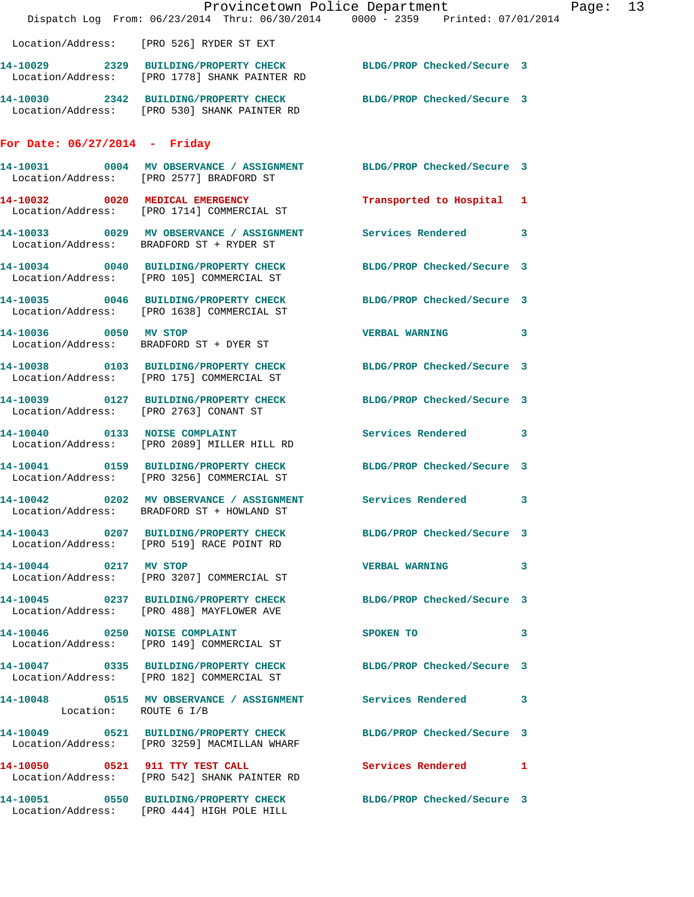Location/Address: [PRO 526] RYDER ST EXT

**14-10029 2329 BUILDING/PROPERTY CHECK** BLDG/PROP Checked/Secure 3
Location/Address: [PRO 1778] SHANK PAINTER RD

**14-10030 2342 BUILDING/PROPERTY CHECK** BLDG/PROP Checked/Secure 3
Location/Address: [PRO 530] SHANK PAINTER RD

## For Date: 06/27/2014 - Friday

**14-10031 0004 MV OBSERVANCE / ASSIGNMENT** BLDG/PROP Checked/Secure 3
Location/Address: [PRO 2577] BRADFORD ST

**14-10032 0020 MEDICAL EMERGENCY** Transported to Hospital 1
Location/Address: [PRO 1714] COMMERCIAL ST

**14-10033 0029 MV OBSERVANCE / ASSIGNMENT** Services Rendered 3
Location/Address: BRADFORD ST + RYDER ST

**14-10034 0040 BUILDING/PROPERTY CHECK** BLDG/PROP Checked/Secure 3
Location/Address: [PRO 105] COMMERCIAL ST

**14-10035 0046 BUILDING/PROPERTY CHECK** BLDG/PROP Checked/Secure 3
Location/Address: [PRO 1638] COMMERCIAL ST

**14-10036 0050 MV STOP** VERBAL WARNING 3
Location/Address: BRADFORD ST + DYER ST

**14-10038 0103 BUILDING/PROPERTY CHECK** BLDG/PROP Checked/Secure 3
Location/Address: [PRO 175] COMMERCIAL ST

**14-10039 0127 BUILDING/PROPERTY CHECK** BLDG/PROP Checked/Secure 3
Location/Address: [PRO 2763] CONANT ST

**14-10040 0133 NOISE COMPLAINT** Services Rendered 3
Location/Address: [PRO 2089] MILLER HILL RD

**14-10041 0159 BUILDING/PROPERTY CHECK** BLDG/PROP Checked/Secure 3
Location/Address: [PRO 3256] COMMERCIAL ST

**14-10042 0202 MV OBSERVANCE / ASSIGNMENT** Services Rendered 3
Location/Address: BRADFORD ST + HOWLAND ST

**14-10043 0207 BUILDING/PROPERTY CHECK** BLDG/PROP Checked/Secure 3
Location/Address: [PRO 519] RACE POINT RD

**14-10044 0217 MV STOP** VERBAL WARNING 3
Location/Address: [PRO 3207] COMMERCIAL ST

**14-10045 0237 BUILDING/PROPERTY CHECK** BLDG/PROP Checked/Secure 3
Location/Address: [PRO 488] MAYFLOWER AVE

**14-10046 0250 NOISE COMPLAINT** SPOKEN TO 3
Location/Address: [PRO 149] COMMERCIAL ST

**14-10047 0335 BUILDING/PROPERTY CHECK** BLDG/PROP Checked/Secure 3
Location/Address: [PRO 182] COMMERCIAL ST

**14-10048 0515 MV OBSERVANCE / ASSIGNMENT** Services Rendered 3
Location: ROUTE 6 I/B

**14-10049 0521 BUILDING/PROPERTY CHECK** BLDG/PROP Checked/Secure 3
Location/Address: [PRO 3259] MACMILLAN WHARF

**14-10050 0521 911 TTY TEST CALL** Services Rendered 1
Location/Address: [PRO 542] SHANK PAINTER RD

**14-10051 0550 BUILDING/PROPERTY CHECK** BLDG/PROP Checked/Secure 3
Location/Address: [PRO 444] HIGH POLE HILL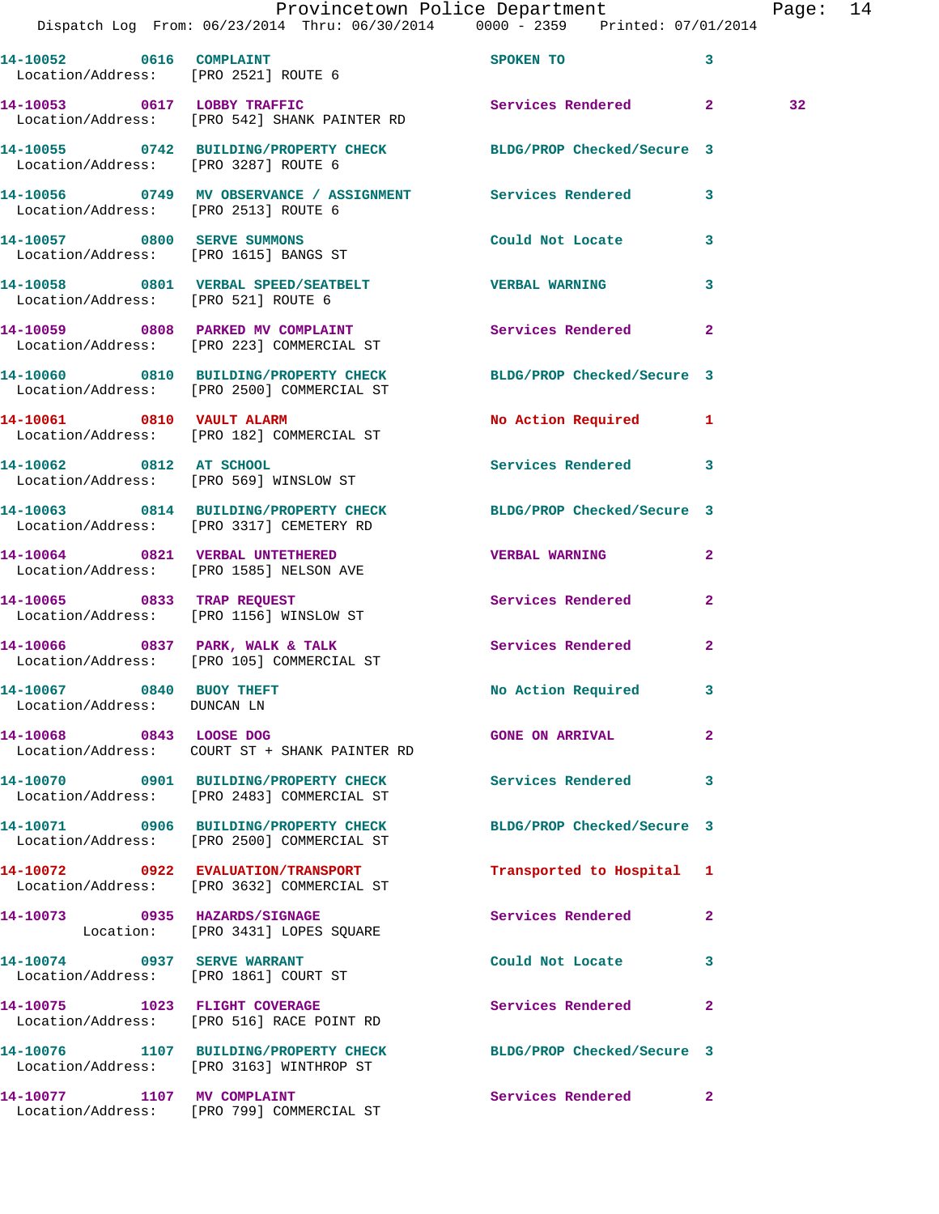14-10052 0616 COMPLAINT SPOKEN TO 3
 Location/Address: [PRO 2521] ROUTE 6

14-10053 0617 LOBBY TRAFFIC Services Rendered 2 32
 Location/Address: [PRO 542] SHANK PAINTER RD

14-10055 0742 BUILDING/PROPERTY CHECK BLDG/PROP Checked/Secure 3
 Location/Address: [PRO 3287] ROUTE 6

14-10056 0749 MV OBSERVANCE / ASSIGNMENT Services Rendered 3
 Location/Address: [PRO 2513] ROUTE 6

14-10057 0800 SERVE SUMMONS Could Not Locate 3
 Location/Address: [PRO 1615] BANGS ST

14-10058 0801 VERBAL SPEED/SEATBELT VERBAL WARNING 3
 Location/Address: [PRO 521] ROUTE 6

14-10059 0808 PARKED MV COMPLAINT Services Rendered 2
 Location/Address: [PRO 223] COMMERCIAL ST

14-10060 0810 BUILDING/PROPERTY CHECK BLDG/PROP Checked/Secure 3
 Location/Address: [PRO 2500] COMMERCIAL ST

14-10061 0810 VAULT ALARM No Action Required 1
 Location/Address: [PRO 182] COMMERCIAL ST

14-10062 0812 AT SCHOOL Services Rendered 3
 Location/Address: [PRO 569] WINSLOW ST

14-10063 0814 BUILDING/PROPERTY CHECK BLDG/PROP Checked/Secure 3
 Location/Address: [PRO 3317] CEMETERY RD

14-10064 0821 VERBAL UNTETHERED VERBAL WARNING 2
 Location/Address: [PRO 1585] NELSON AVE

14-10065 0833 TRAP REQUEST Services Rendered 2
 Location/Address: [PRO 1156] WINSLOW ST

14-10066 0837 PARK, WALK & TALK Services Rendered 2
 Location/Address: [PRO 105] COMMERCIAL ST

14-10067 0840 BUOY THEFT No Action Required 3
 Location/Address: DUNCAN LN

14-10068 0843 LOOSE DOG GONE ON ARRIVAL 2
 Location/Address: COURT ST + SHANK PAINTER RD

14-10070 0901 BUILDING/PROPERTY CHECK Services Rendered 3
 Location/Address: [PRO 2483] COMMERCIAL ST

14-10071 0906 BUILDING/PROPERTY CHECK BLDG/PROP Checked/Secure 3
 Location/Address: [PRO 2500] COMMERCIAL ST

14-10072 0922 EVALUATION/TRANSPORT Transported to Hospital 1
 Location/Address: [PRO 3632] COMMERCIAL ST

14-10073 0935 HAZARDS/SIGNAGE Services Rendered 2
 Location: [PRO 3431] LOPES SQUARE

14-10074 0937 SERVE WARRANT Could Not Locate 3
 Location/Address: [PRO 1861] COURT ST

14-10075 1023 FLIGHT COVERAGE Services Rendered 2
 Location/Address: [PRO 516] RACE POINT RD

14-10076 1107 BUILDING/PROPERTY CHECK BLDG/PROP Checked/Secure 3
 Location/Address: [PRO 3163] WINTHROP ST

14-10077 1107 MV COMPLAINT Services Rendered 2
 Location/Address: [PRO 799] COMMERCIAL ST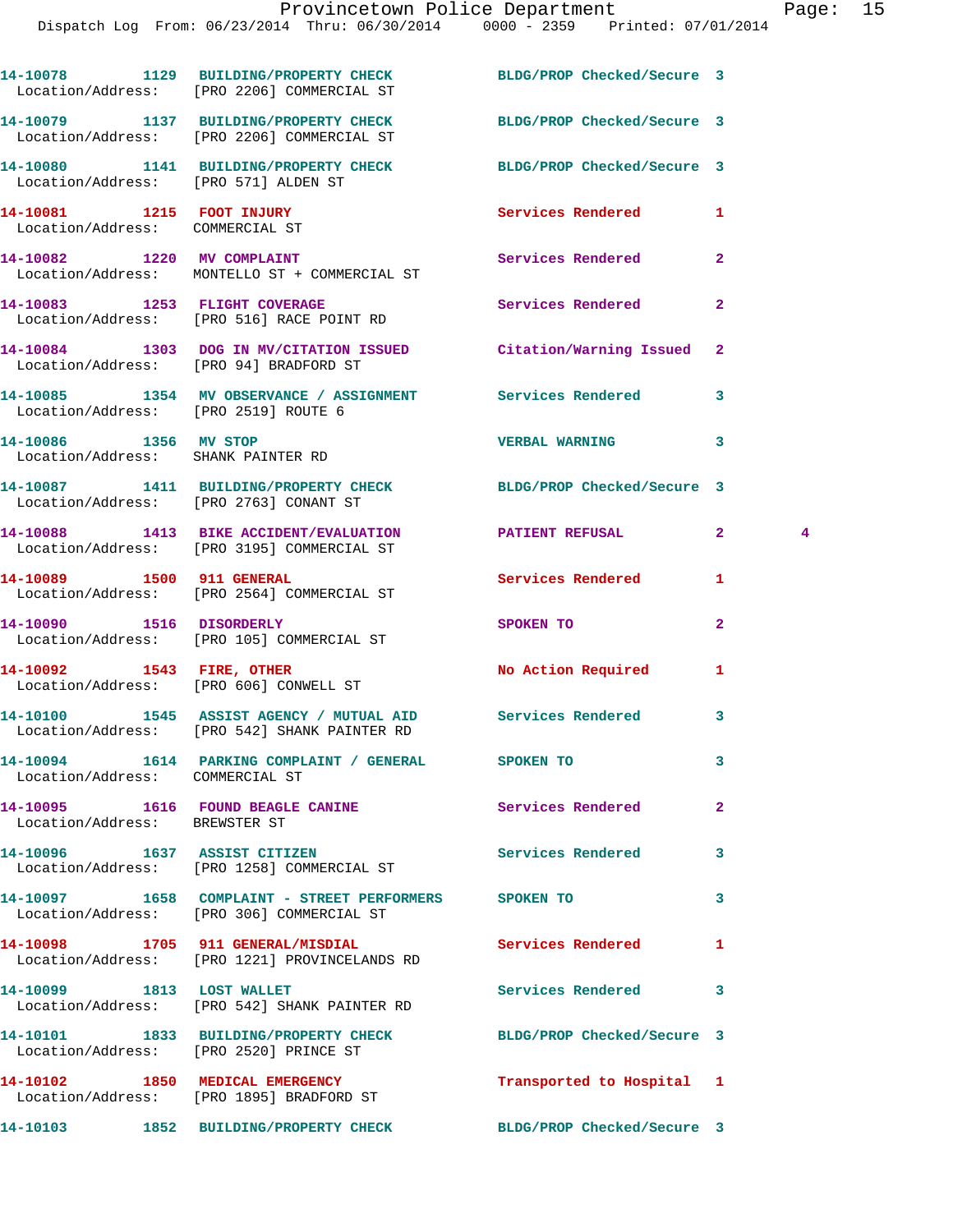14-10078 1129 BUILDING/PROPERTY CHECK BLDG/PROP Checked/Secure 3
Location/Address: [PRO 2206] COMMERCIAL ST

14-10079 1137 BUILDING/PROPERTY CHECK BLDG/PROP Checked/Secure 3
Location/Address: [PRO 2206] COMMERCIAL ST

14-10080 1141 BUILDING/PROPERTY CHECK BLDG/PROP Checked/Secure 3
Location/Address: [PRO 571] ALDEN ST

14-10081 1215 FOOT INJURY Services Rendered 1
Location/Address: COMMERCIAL ST

14-10082 1220 MV COMPLAINT Services Rendered 2
Location/Address: MONTELLO ST + COMMERCIAL ST

14-10083 1253 FLIGHT COVERAGE Services Rendered 2
Location/Address: [PRO 516] RACE POINT RD

14-10084 1303 DOG IN MV/CITATION ISSUED Citation/Warning Issued 2
Location/Address: [PRO 94] BRADFORD ST

14-10085 1354 MV OBSERVANCE / ASSIGNMENT Services Rendered 3
Location/Address: [PRO 2519] ROUTE 6

14-10086 1356 MV STOP VERBAL WARNING 3
Location/Address: SHANK PAINTER RD

14-10087 1411 BUILDING/PROPERTY CHECK BLDG/PROP Checked/Secure 3
Location/Address: [PRO 2763] CONANT ST

14-10088 1413 BIKE ACCIDENT/EVALUATION PATIENT REFUSAL 2 4
Location/Address: [PRO 3195] COMMERCIAL ST

14-10089 1500 911 GENERAL Services Rendered 1
Location/Address: [PRO 2564] COMMERCIAL ST

14-10090 1516 DISORDERLY SPOKEN TO 2
Location/Address: [PRO 105] COMMERCIAL ST

14-10092 1543 FIRE, OTHER No Action Required 1
Location/Address: [PRO 606] CONWELL ST

14-10100 1545 ASSIST AGENCY / MUTUAL AID Services Rendered 3
Location/Address: [PRO 542] SHANK PAINTER RD

14-10094 1614 PARKING COMPLAINT / GENERAL SPOKEN TO 3
Location/Address: COMMERCIAL ST

14-10095 1616 FOUND BEAGLE CANINE Services Rendered 2
Location/Address: BREWSTER ST

14-10096 1637 ASSIST CITIZEN Services Rendered 3
Location/Address: [PRO 1258] COMMERCIAL ST

14-10097 1658 COMPLAINT - STREET PERFORMERS SPOKEN TO 3
Location/Address: [PRO 306] COMMERCIAL ST

14-10098 1705 911 GENERAL/MISDIAL Services Rendered 1
Location/Address: [PRO 1221] PROVINCELANDS RD

14-10099 1813 LOST WALLET Services Rendered 3
Location/Address: [PRO 542] SHANK PAINTER RD

14-10101 1833 BUILDING/PROPERTY CHECK BLDG/PROP Checked/Secure 3
Location/Address: [PRO 2520] PRINCE ST

14-10102 1850 MEDICAL EMERGENCY Transported to Hospital 1
Location/Address: [PRO 1895] BRADFORD ST

14-10103 1852 BUILDING/PROPERTY CHECK BLDG/PROP Checked/Secure 3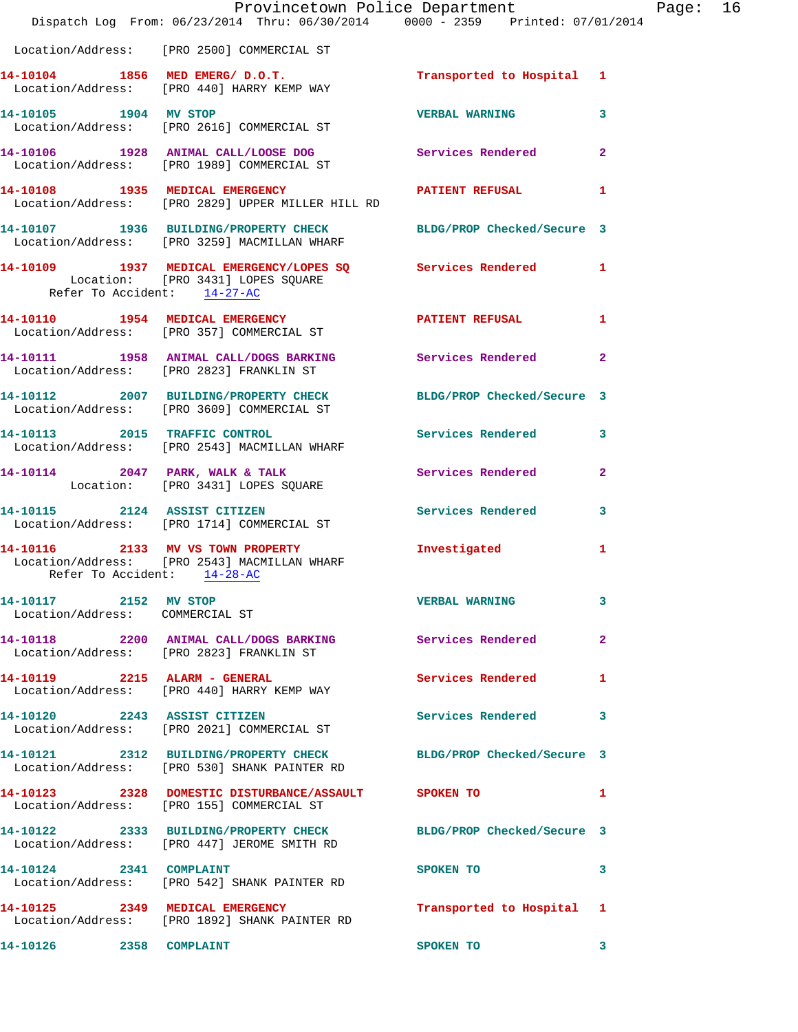Location/Address: [PRO 2500] COMMERCIAL ST

**14-10104 1856 MED EMERG/ D.O.T.** Transported to Hospital 1
Location/Address: [PRO 440] HARRY KEMP WAY

**14-10105 1904 MV STOP** VERBAL WARNING 3
Location/Address: [PRO 2616] COMMERCIAL ST

**14-10106 1928 ANIMAL CALL/LOOSE DOG** Services Rendered 2
Location/Address: [PRO 1989] COMMERCIAL ST

**14-10108 1935 MEDICAL EMERGENCY** PATIENT REFUSAL 1
Location/Address: [PRO 2829] UPPER MILLER HILL RD

**14-10107 1936 BUILDING/PROPERTY CHECK** BLDG/PROP Checked/Secure 3
Location/Address: [PRO 3259] MACMILLAN WHARF

**14-10109 1937 MEDICAL EMERGENCY/LOPES SQ** Services Rendered 1
Location: [PRO 3431] LOPES SQUARE
Refer To Accident: 14-27-AC

**14-10110 1954 MEDICAL EMERGENCY** PATIENT REFUSAL 1
Location/Address: [PRO 357] COMMERCIAL ST

**14-10111 1958 ANIMAL CALL/DOGS BARKING** Services Rendered 2
Location/Address: [PRO 2823] FRANKLIN ST

**14-10112 2007 BUILDING/PROPERTY CHECK** BLDG/PROP Checked/Secure 3
Location/Address: [PRO 3609] COMMERCIAL ST

**14-10113 2015 TRAFFIC CONTROL** Services Rendered 3
Location/Address: [PRO 2543] MACMILLAN WHARF

**14-10114 2047 PARK, WALK & TALK** Services Rendered 2
Location: [PRO 3431] LOPES SQUARE

**14-10115 2124 ASSIST CITIZEN** Services Rendered 3
Location/Address: [PRO 1714] COMMERCIAL ST

**14-10116 2133 MV VS TOWN PROPERTY** Investigated 1
Location/Address: [PRO 2543] MACMILLAN WHARF
Refer To Accident: 14-28-AC

**14-10117 2152 MV STOP** VERBAL WARNING 3
Location/Address: COMMERCIAL ST

**14-10118 2200 ANIMAL CALL/DOGS BARKING** Services Rendered 2
Location/Address: [PRO 2823] FRANKLIN ST

**14-10119 2215 ALARM - GENERAL** Services Rendered 1
Location/Address: [PRO 440] HARRY KEMP WAY

**14-10120 2243 ASSIST CITIZEN** Services Rendered 3
Location/Address: [PRO 2021] COMMERCIAL ST

**14-10121 2312 BUILDING/PROPERTY CHECK** BLDG/PROP Checked/Secure 3
Location/Address: [PRO 530] SHANK PAINTER RD

**14-10123 2328 DOMESTIC DISTURBANCE/ASSAULT** SPOKEN TO 1
Location/Address: [PRO 155] COMMERCIAL ST

**14-10122 2333 BUILDING/PROPERTY CHECK** BLDG/PROP Checked/Secure 3
Location/Address: [PRO 447] JEROME SMITH RD

**14-10124 2341 COMPLAINT** SPOKEN TO 3
Location/Address: [PRO 542] SHANK PAINTER RD

**14-10125 2349 MEDICAL EMERGENCY** Transported to Hospital 1
Location/Address: [PRO 1892] SHANK PAINTER RD

**14-10126 2358 COMPLAINT** SPOKEN TO 3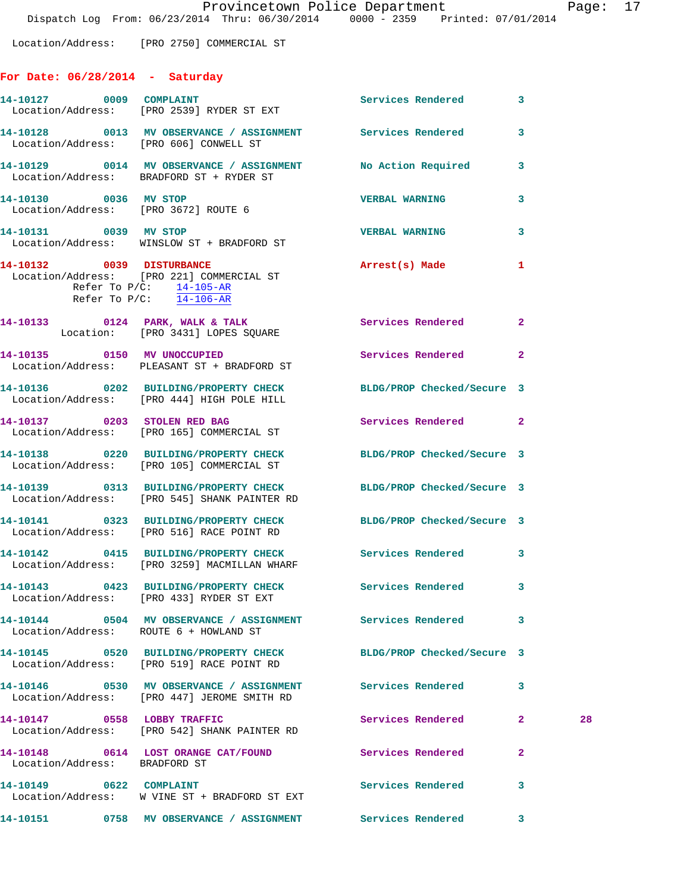Location/Address: [PRO 2750] COMMERCIAL ST

## For Date: 06/28/2014 - Saturday

14-10127 0009 COMPLAINT Services Rendered 3
Location/Address: [PRO 2539] RYDER ST EXT

14-10128 0013 MV OBSERVANCE / ASSIGNMENT Services Rendered 3
Location/Address: [PRO 606] CONWELL ST

14-10129 0014 MV OBSERVANCE / ASSIGNMENT No Action Required 3
Location/Address: BRADFORD ST + RYDER ST

14-10130 0036 MV STOP VERBAL WARNING 3
Location/Address: [PRO 3672] ROUTE 6

14-10131 0039 MV STOP VERBAL WARNING 3
Location/Address: WINSLOW ST + BRADFORD ST

14-10132 0039 DISTURBANCE Arrest(s) Made 1
Location/Address: [PRO 221] COMMERCIAL ST
Refer To P/C: 14-105-AR
Refer To P/C: 14-106-AR

14-10133 0124 PARK, WALK & TALK Services Rendered 2
Location: [PRO 3431] LOPES SQUARE

14-10135 0150 MV UNOCCUPIED Services Rendered 2
Location/Address: PLEASANT ST + BRADFORD ST

14-10136 0202 BUILDING/PROPERTY CHECK BLDG/PROP Checked/Secure 3
Location/Address: [PRO 444] HIGH POLE HILL

14-10137 0203 STOLEN RED BAG Services Rendered 2
Location/Address: [PRO 165] COMMERCIAL ST

14-10138 0220 BUILDING/PROPERTY CHECK BLDG/PROP Checked/Secure 3
Location/Address: [PRO 105] COMMERCIAL ST

14-10139 0313 BUILDING/PROPERTY CHECK BLDG/PROP Checked/Secure 3
Location/Address: [PRO 545] SHANK PAINTER RD

14-10141 0323 BUILDING/PROPERTY CHECK BLDG/PROP Checked/Secure 3
Location/Address: [PRO 516] RACE POINT RD

14-10142 0415 BUILDING/PROPERTY CHECK Services Rendered 3
Location/Address: [PRO 3259] MACMILLAN WHARF

14-10143 0423 BUILDING/PROPERTY CHECK Services Rendered 3
Location/Address: [PRO 433] RYDER ST EXT

14-10144 0504 MV OBSERVANCE / ASSIGNMENT Services Rendered 3
Location/Address: ROUTE 6 + HOWLAND ST

14-10145 0520 BUILDING/PROPERTY CHECK BLDG/PROP Checked/Secure 3
Location/Address: [PRO 519] RACE POINT RD

14-10146 0530 MV OBSERVANCE / ASSIGNMENT Services Rendered 3
Location/Address: [PRO 447] JEROME SMITH RD

14-10147 0558 LOBBY TRAFFIC Services Rendered 2 28
Location/Address: [PRO 542] SHANK PAINTER RD

14-10148 0614 LOST ORANGE CAT/FOUND Services Rendered 2
Location/Address: BRADFORD ST

14-10149 0622 COMPLAINT Services Rendered 3
Location/Address: W VINE ST + BRADFORD ST EXT

14-10151 0758 MV OBSERVANCE / ASSIGNMENT Services Rendered 3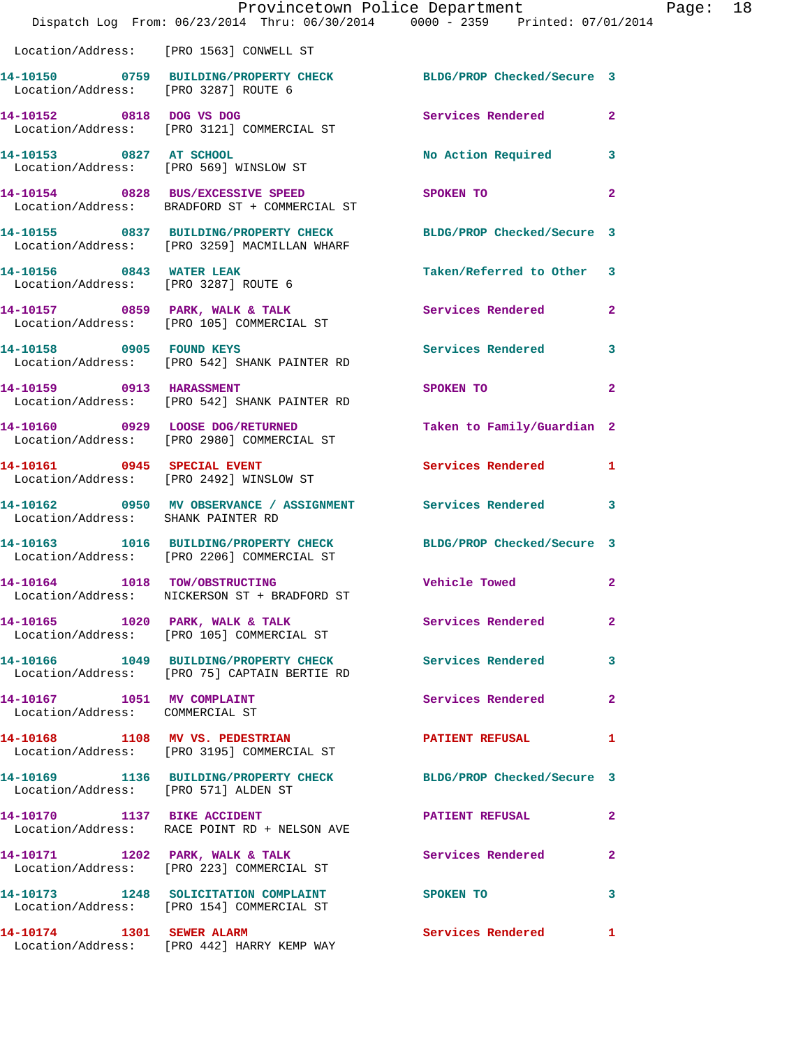Location/Address: [PRO 1563] CONWELL ST

| Call # | Time | Call Reason | Action | Priority |
|---|---|---|---|---|
| 14-10150 | 0759 | BUILDING/PROPERTY CHECK | BLDG/PROP Checked/Secure | 3 |
| | | Location/Address: [PRO 3287] ROUTE 6 | | |
| 14-10152 | 0818 | DOG VS DOG | Services Rendered | 2 |
| | | Location/Address: [PRO 3121] COMMERCIAL ST | | |
| 14-10153 | 0827 | AT SCHOOL | No Action Required | 3 |
| | | Location/Address: [PRO 569] WINSLOW ST | | |
| 14-10154 | 0828 | BUS/EXCESSIVE SPEED | SPOKEN TO | 2 |
| | | Location/Address: BRADFORD ST + COMMERCIAL ST | | |
| 14-10155 | 0837 | BUILDING/PROPERTY CHECK | BLDG/PROP Checked/Secure | 3 |
| | | Location/Address: [PRO 3259] MACMILLAN WHARF | | |
| 14-10156 | 0843 | WATER LEAK | Taken/Referred to Other | 3 |
| | | Location/Address: [PRO 3287] ROUTE 6 | | |
| 14-10157 | 0859 | PARK, WALK & TALK | Services Rendered | 2 |
| | | Location/Address: [PRO 105] COMMERCIAL ST | | |
| 14-10158 | 0905 | FOUND KEYS | Services Rendered | 3 |
| | | Location/Address: [PRO 542] SHANK PAINTER RD | | |
| 14-10159 | 0913 | HARASSMENT | SPOKEN TO | 2 |
| | | Location/Address: [PRO 542] SHANK PAINTER RD | | |
| 14-10160 | 0929 | LOOSE DOG/RETURNED | Taken to Family/Guardian | 2 |
| | | Location/Address: [PRO 2980] COMMERCIAL ST | | |
| 14-10161 | 0945 | SPECIAL EVENT | Services Rendered | 1 |
| | | Location/Address: [PRO 2492] WINSLOW ST | | |
| 14-10162 | 0950 | MV OBSERVANCE / ASSIGNMENT | Services Rendered | 3 |
| | | Location/Address: SHANK PAINTER RD | | |
| 14-10163 | 1016 | BUILDING/PROPERTY CHECK | BLDG/PROP Checked/Secure | 3 |
| | | Location/Address: [PRO 2206] COMMERCIAL ST | | |
| 14-10164 | 1018 | TOW/OBSTRUCTING | Vehicle Towed | 2 |
| | | Location/Address: NICKERSON ST + BRADFORD ST | | |
| 14-10165 | 1020 | PARK, WALK & TALK | Services Rendered | 2 |
| | | Location/Address: [PRO 105] COMMERCIAL ST | | |
| 14-10166 | 1049 | BUILDING/PROPERTY CHECK | Services Rendered | 3 |
| | | Location/Address: [PRO 75] CAPTAIN BERTIE RD | | |
| 14-10167 | 1051 | MV COMPLAINT | Services Rendered | 2 |
| | | Location/Address: COMMERCIAL ST | | |
| 14-10168 | 1108 | MV VS. PEDESTRIAN | PATIENT REFUSAL | 1 |
| | | Location/Address: [PRO 3195] COMMERCIAL ST | | |
| 14-10169 | 1136 | BUILDING/PROPERTY CHECK | BLDG/PROP Checked/Secure | 3 |
| | | Location/Address: [PRO 571] ALDEN ST | | |
| 14-10170 | 1137 | BIKE ACCIDENT | PATIENT REFUSAL | 2 |
| | | Location/Address: RACE POINT RD + NELSON AVE | | |
| 14-10171 | 1202 | PARK, WALK & TALK | Services Rendered | 2 |
| | | Location/Address: [PRO 223] COMMERCIAL ST | | |
| 14-10173 | 1248 | SOLICITATION COMPLAINT | SPOKEN TO | 3 |
| | | Location/Address: [PRO 154] COMMERCIAL ST | | |
| 14-10174 | 1301 | SEWER ALARM | Services Rendered | 1 |
| | | Location/Address: [PRO 442] HARRY KEMP WAY | | |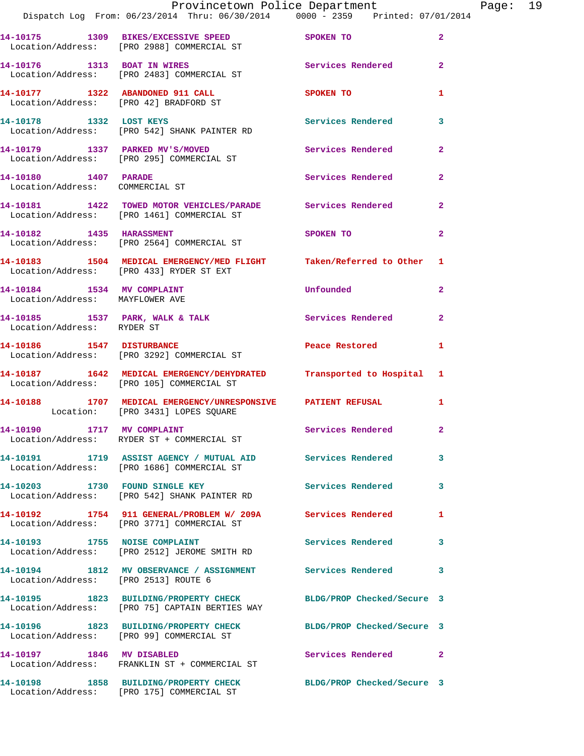| Call Number | Time | Call Reason | Action | Priority |
|---|---|---|---|---|
| 14-10175 | 1309 | BIKES/EXCESSIVE SPEED | SPOKEN TO | 2 |
| Location/Address: | | [PRO 2988] COMMERCIAL ST | | |
| 14-10176 | 1313 | BOAT IN WIRES | Services Rendered | 2 |
| Location/Address: | | [PRO 2483] COMMERCIAL ST | | |
| 14-10177 | 1322 | ABANDONED 911 CALL | SPOKEN TO | 1 |
| Location/Address: | | [PRO 42] BRADFORD ST | | |
| 14-10178 | 1332 | LOST KEYS | Services Rendered | 3 |
| Location/Address: | | [PRO 542] SHANK PAINTER RD | | |
| 14-10179 | 1337 | PARKED MV'S/MOVED | Services Rendered | 2 |
| Location/Address: | | [PRO 295] COMMERCIAL ST | | |
| 14-10180 | 1407 | PARADE | Services Rendered | 2 |
| Location/Address: | | COMMERCIAL ST | | |
| 14-10181 | 1422 | TOWED MOTOR VEHICLES/PARADE | Services Rendered | 2 |
| Location/Address: | | [PRO 1461] COMMERCIAL ST | | |
| 14-10182 | 1435 | HARASSMENT | SPOKEN TO | 2 |
| Location/Address: | | [PRO 2564] COMMERCIAL ST | | |
| 14-10183 | 1504 | MEDICAL EMERGENCY/MED FLIGHT | Taken/Referred to Other | 1 |
| Location/Address: | | [PRO 433] RYDER ST EXT | | |
| 14-10184 | 1534 | MV COMPLAINT | Unfounded | 2 |
| Location/Address: | | MAYFLOWER AVE | | |
| 14-10185 | 1537 | PARK, WALK & TALK | Services Rendered | 2 |
| Location/Address: | | RYDER ST | | |
| 14-10186 | 1547 | DISTURBANCE | Peace Restored | 1 |
| Location/Address: | | [PRO 3292] COMMERCIAL ST | | |
| 14-10187 | 1642 | MEDICAL EMERGENCY/DEHYDRATED | Transported to Hospital | 1 |
| Location/Address: | | [PRO 105] COMMERCIAL ST | | |
| 14-10188 | 1707 | MEDICAL EMERGENCY/UNRESPONSIVE | PATIENT REFUSAL | 1 |
| Location: | | [PRO 3431] LOPES SQUARE | | |
| 14-10190 | 1717 | MV COMPLAINT | Services Rendered | 2 |
| Location/Address: | | RYDER ST + COMMERCIAL ST | | |
| 14-10191 | 1719 | ASSIST AGENCY / MUTUAL AID | Services Rendered | 3 |
| Location/Address: | | [PRO 1686] COMMERCIAL ST | | |
| 14-10203 | 1730 | FOUND SINGLE KEY | Services Rendered | 3 |
| Location/Address: | | [PRO 542] SHANK PAINTER RD | | |
| 14-10192 | 1754 | 911 GENERAL/PROBLEM W/ 209A | Services Rendered | 1 |
| Location/Address: | | [PRO 3771] COMMERCIAL ST | | |
| 14-10193 | 1755 | NOISE COMPLAINT | Services Rendered | 3 |
| Location/Address: | | [PRO 2512] JEROME SMITH RD | | |
| 14-10194 | 1812 | MV OBSERVANCE / ASSIGNMENT | Services Rendered | 3 |
| Location/Address: | | [PRO 2513] ROUTE 6 | | |
| 14-10195 | 1823 | BUILDING/PROPERTY CHECK | BLDG/PROP Checked/Secure | 3 |
| Location/Address: | | [PRO 75] CAPTAIN BERTIES WAY | | |
| 14-10196 | 1823 | BUILDING/PROPERTY CHECK | BLDG/PROP Checked/Secure | 3 |
| Location/Address: | | [PRO 99] COMMERCIAL ST | | |
| 14-10197 | 1846 | MV DISABLED | Services Rendered | 2 |
| Location/Address: | | FRANKLIN ST + COMMERCIAL ST | | |
| 14-10198 | 1858 | BUILDING/PROPERTY CHECK | BLDG/PROP Checked/Secure | 3 |
| Location/Address: | | [PRO 175] COMMERCIAL ST | | |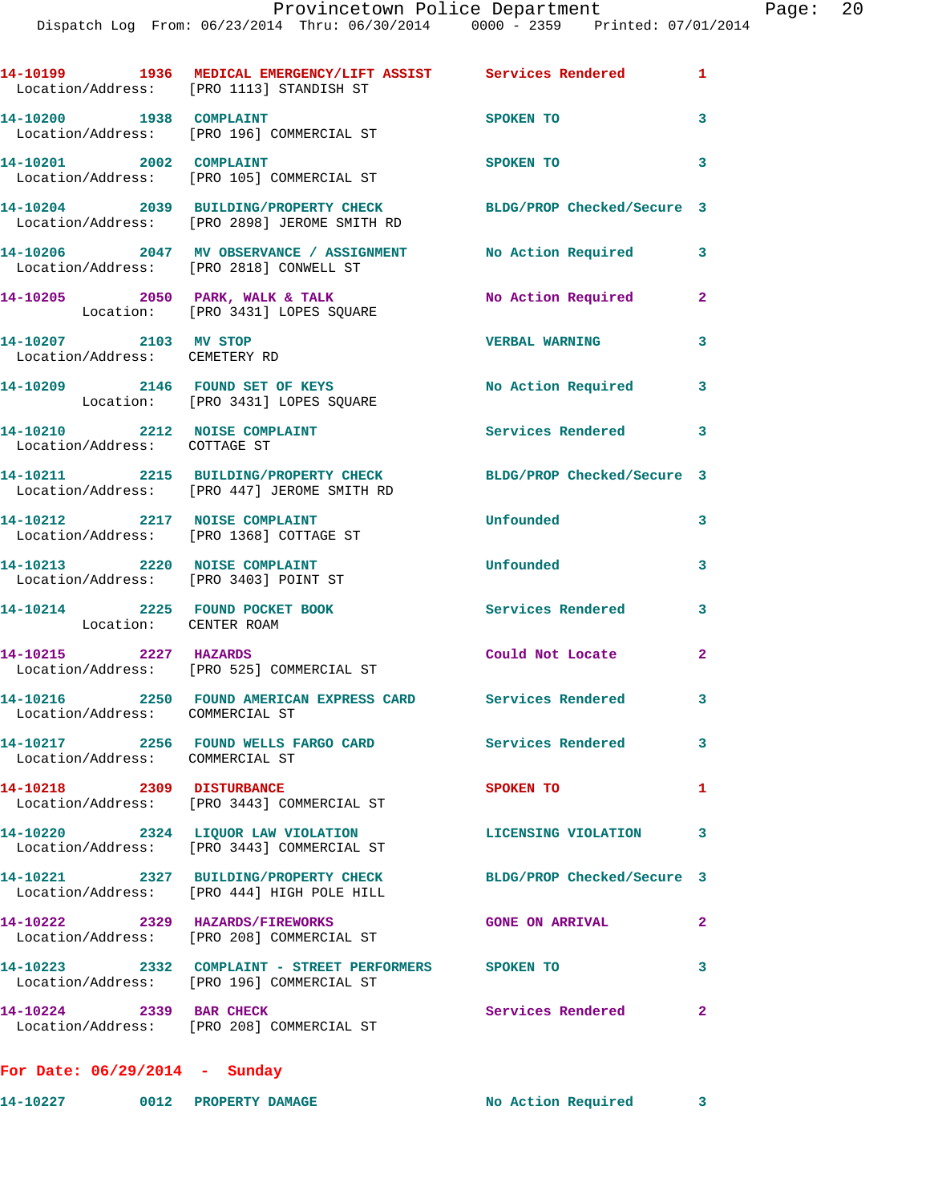14-10199 1936 MEDICAL EMERGENCY/LIFT ASSIST Services Rendered 1
Location/Address: [PRO 1113] STANDISH ST

14-10200 1938 COMPLAINT SPOKEN TO 3
Location/Address: [PRO 196] COMMERCIAL ST

14-10201 2002 COMPLAINT SPOKEN TO 3
Location/Address: [PRO 105] COMMERCIAL ST

14-10204 2039 BUILDING/PROPERTY CHECK BLDG/PROP Checked/Secure 3
Location/Address: [PRO 2898] JEROME SMITH RD

14-10206 2047 MV OBSERVANCE / ASSIGNMENT No Action Required 3
Location/Address: [PRO 2818] CONWELL ST

14-10205 2050 PARK, WALK & TALK No Action Required 2
Location: [PRO 3431] LOPES SQUARE

14-10207 2103 MV STOP VERBAL WARNING 3
Location/Address: CEMETERY RD

14-10209 2146 FOUND SET OF KEYS No Action Required 3
Location: [PRO 3431] LOPES SQUARE

14-10210 2212 NOISE COMPLAINT Services Rendered 3
Location/Address: COTTAGE ST

14-10211 2215 BUILDING/PROPERTY CHECK BLDG/PROP Checked/Secure 3
Location/Address: [PRO 447] JEROME SMITH RD

14-10212 2217 NOISE COMPLAINT Unfounded 3
Location/Address: [PRO 1368] COTTAGE ST

14-10213 2220 NOISE COMPLAINT Unfounded 3
Location/Address: [PRO 3403] POINT ST

14-10214 2225 FOUND POCKET BOOK Services Rendered 3
Location: CENTER ROAM

14-10215 2227 HAZARDS Could Not Locate 2
Location/Address: [PRO 525] COMMERCIAL ST

14-10216 2250 FOUND AMERICAN EXPRESS CARD Services Rendered 3
Location/Address: COMMERCIAL ST

14-10217 2256 FOUND WELLS FARGO CARD Services Rendered 3
Location/Address: COMMERCIAL ST

14-10218 2309 DISTURBANCE SPOKEN TO 1
Location/Address: [PRO 3443] COMMERCIAL ST

14-10220 2324 LIQUOR LAW VIOLATION LICENSING VIOLATION 3
Location/Address: [PRO 3443] COMMERCIAL ST

14-10221 2327 BUILDING/PROPERTY CHECK BLDG/PROP Checked/Secure 3
Location/Address: [PRO 444] HIGH POLE HILL

14-10222 2329 HAZARDS/FIREWORKS GONE ON ARRIVAL 2
Location/Address: [PRO 208] COMMERCIAL ST

14-10223 2332 COMPLAINT - STREET PERFORMERS SPOKEN TO 3
Location/Address: [PRO 196] COMMERCIAL ST

14-10224 2339 BAR CHECK Services Rendered 2
Location/Address: [PRO 208] COMMERCIAL ST

**For Date: 06/29/2014 - Sunday**

14-10227 0012 PROPERTY DAMAGE No Action Required 3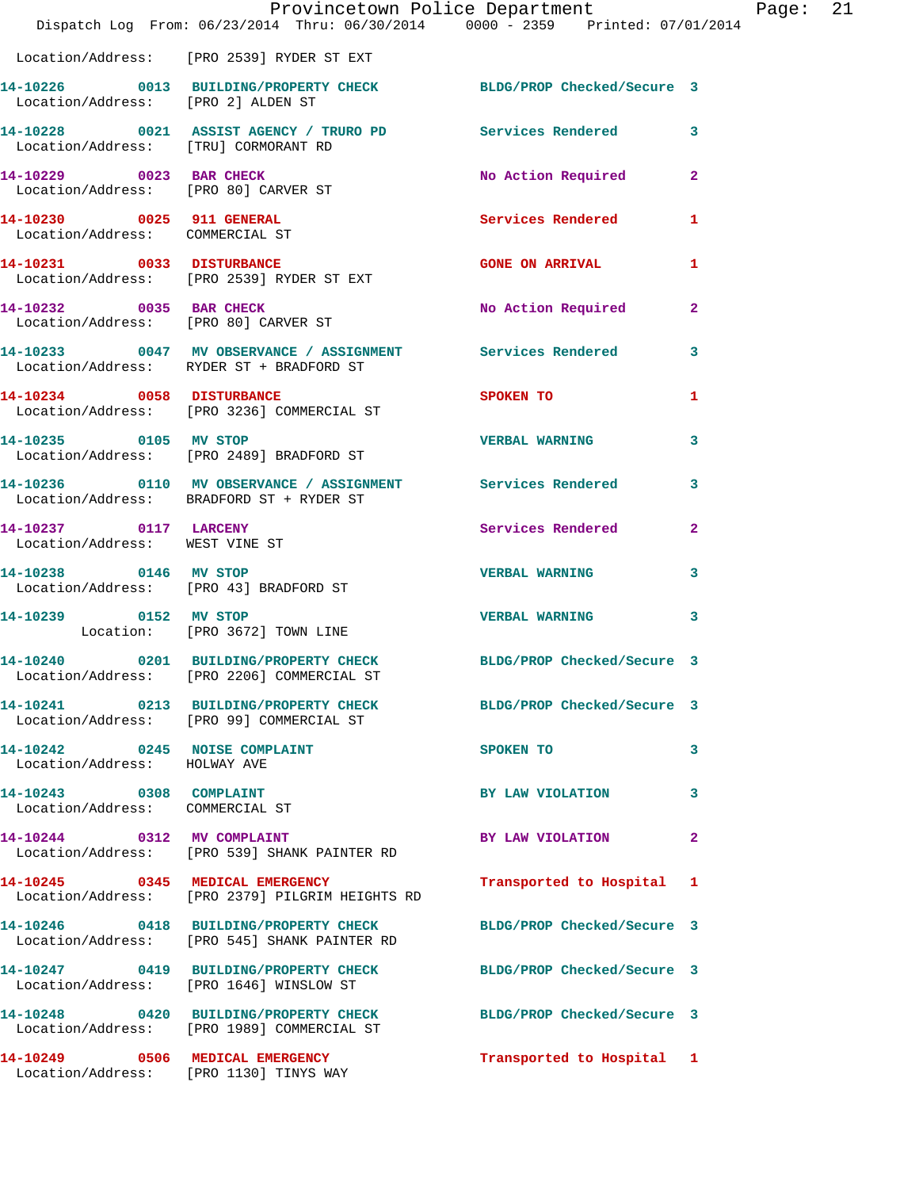Location/Address: [PRO 2539] RYDER ST EXT

| Call Number | Time | Call Reason | Action | Priority |
|---|---|---|---|---|
| 14-10226 | 0013 | BUILDING/PROPERTY CHECK | BLDG/PROP Checked/Secure | 3 |
| | | Location/Address: [PRO 2] ALDEN ST | | |
| 14-10228 | 0021 | ASSIST AGENCY / TRURO PD | Services Rendered | 3 |
| | | Location/Address: [TRU] CORMORANT RD | | |
| 14-10229 | 0023 | BAR CHECK | No Action Required | 2 |
| | | Location/Address: [PRO 80] CARVER ST | | |
| 14-10230 | 0025 | 911 GENERAL | Services Rendered | 1 |
| | | Location/Address: COMMERCIAL ST | | |
| 14-10231 | 0033 | DISTURBANCE | GONE ON ARRIVAL | 1 |
| | | Location/Address: [PRO 2539] RYDER ST EXT | | |
| 14-10232 | 0035 | BAR CHECK | No Action Required | 2 |
| | | Location/Address: [PRO 80] CARVER ST | | |
| 14-10233 | 0047 | MV OBSERVANCE / ASSIGNMENT | Services Rendered | 3 |
| | | Location/Address: RYDER ST + BRADFORD ST | | |
| 14-10234 | 0058 | DISTURBANCE | SPOKEN TO | 1 |
| | | Location/Address: [PRO 3236] COMMERCIAL ST | | |
| 14-10235 | 0105 | MV STOP | VERBAL WARNING | 3 |
| | | Location/Address: [PRO 2489] BRADFORD ST | | |
| 14-10236 | 0110 | MV OBSERVANCE / ASSIGNMENT | Services Rendered | 3 |
| | | Location/Address: BRADFORD ST + RYDER ST | | |
| 14-10237 | 0117 | LARCENY | Services Rendered | 2 |
| | | Location/Address: WEST VINE ST | | |
| 14-10238 | 0146 | MV STOP | VERBAL WARNING | 3 |
| | | Location/Address: [PRO 43] BRADFORD ST | | |
| 14-10239 | 0152 | MV STOP | VERBAL WARNING | 3 |
| | | Location: [PRO 3672] TOWN LINE | | |
| 14-10240 | 0201 | BUILDING/PROPERTY CHECK | BLDG/PROP Checked/Secure | 3 |
| | | Location/Address: [PRO 2206] COMMERCIAL ST | | |
| 14-10241 | 0213 | BUILDING/PROPERTY CHECK | BLDG/PROP Checked/Secure | 3 |
| | | Location/Address: [PRO 99] COMMERCIAL ST | | |
| 14-10242 | 0245 | NOISE COMPLAINT | SPOKEN TO | 3 |
| | | Location/Address: HOLWAY AVE | | |
| 14-10243 | 0308 | COMPLAINT | BY LAW VIOLATION | 3 |
| | | Location/Address: COMMERCIAL ST | | |
| 14-10244 | 0312 | MV COMPLAINT | BY LAW VIOLATION | 2 |
| | | Location/Address: [PRO 539] SHANK PAINTER RD | | |
| 14-10245 | 0345 | MEDICAL EMERGENCY | Transported to Hospital | 1 |
| | | Location/Address: [PRO 2379] PILGRIM HEIGHTS RD | | |
| 14-10246 | 0418 | BUILDING/PROPERTY CHECK | BLDG/PROP Checked/Secure | 3 |
| | | Location/Address: [PRO 545] SHANK PAINTER RD | | |
| 14-10247 | 0419 | BUILDING/PROPERTY CHECK | BLDG/PROP Checked/Secure | 3 |
| | | Location/Address: [PRO 1646] WINSLOW ST | | |
| 14-10248 | 0420 | BUILDING/PROPERTY CHECK | BLDG/PROP Checked/Secure | 3 |
| | | Location/Address: [PRO 1989] COMMERCIAL ST | | |
| 14-10249 | 0506 | MEDICAL EMERGENCY | Transported to Hospital | 1 |
| | | Location/Address: [PRO 1130] TINYS WAY | | |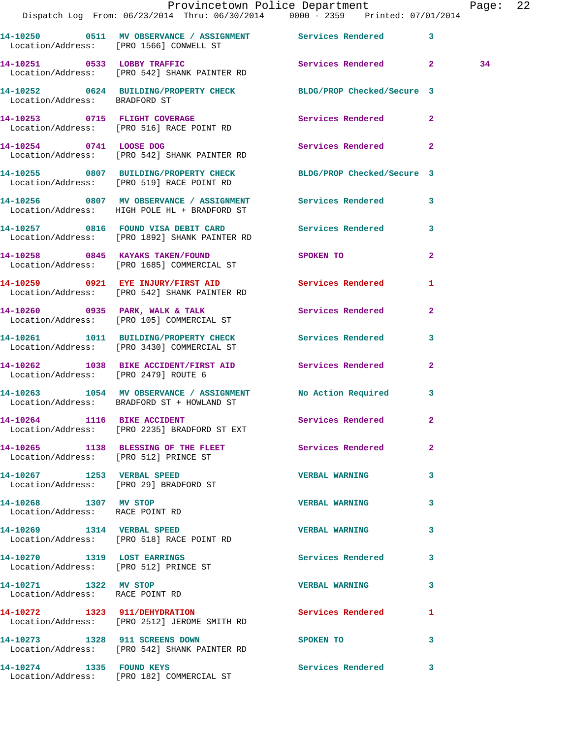14-10250 0511 MV OBSERVANCE / ASSIGNMENT Services Rendered 3
Location/Address: [PRO 1566] CONWELL ST

14-10251 0533 LOBBY TRAFFIC Services Rendered 2 34
Location/Address: [PRO 542] SHANK PAINTER RD

14-10252 0624 BUILDING/PROPERTY CHECK BLDG/PROP Checked/Secure 3
Location/Address: BRADFORD ST

14-10253 0715 FLIGHT COVERAGE Services Rendered 2
Location/Address: [PRO 516] RACE POINT RD

14-10254 0741 LOOSE DOG Services Rendered 2
Location/Address: [PRO 542] SHANK PAINTER RD

14-10255 0807 BUILDING/PROPERTY CHECK BLDG/PROP Checked/Secure 3
Location/Address: [PRO 519] RACE POINT RD

14-10256 0807 MV OBSERVANCE / ASSIGNMENT Services Rendered 3
Location/Address: HIGH POLE HL + BRADFORD ST

14-10257 0816 FOUND VISA DEBIT CARD Services Rendered 3
Location/Address: [PRO 1892] SHANK PAINTER RD

14-10258 0845 KAYAKS TAKEN/FOUND SPOKEN TO 2
Location/Address: [PRO 1685] COMMERCIAL ST

14-10259 0921 EYE INJURY/FIRST AID Services Rendered 1
Location/Address: [PRO 542] SHANK PAINTER RD

14-10260 0935 PARK, WALK & TALK Services Rendered 2
Location/Address: [PRO 105] COMMERCIAL ST

14-10261 1011 BUILDING/PROPERTY CHECK Services Rendered 3
Location/Address: [PRO 3430] COMMERCIAL ST

14-10262 1038 BIKE ACCIDENT/FIRST AID Services Rendered 2
Location/Address: [PRO 2479] ROUTE 6

14-10263 1054 MV OBSERVANCE / ASSIGNMENT No Action Required 3
Location/Address: BRADFORD ST + HOWLAND ST

14-10264 1116 BIKE ACCIDENT Services Rendered 2
Location/Address: [PRO 2235] BRADFORD ST EXT

14-10265 1138 BLESSING OF THE FLEET Services Rendered 2
Location/Address: [PRO 512] PRINCE ST

14-10267 1253 VERBAL SPEED VERBAL WARNING 3
Location/Address: [PRO 29] BRADFORD ST

14-10268 1307 MV STOP VERBAL WARNING 3
Location/Address: RACE POINT RD

14-10269 1314 VERBAL SPEED VERBAL WARNING 3
Location/Address: [PRO 518] RACE POINT RD

14-10270 1319 LOST EARRINGS Services Rendered 3
Location/Address: [PRO 512] PRINCE ST

14-10271 1322 MV STOP VERBAL WARNING 3
Location/Address: RACE POINT RD

14-10272 1323 911/DEHYDRATION Services Rendered 1
Location/Address: [PRO 2512] JEROME SMITH RD

14-10273 1328 911 SCREENS DOWN SPOKEN TO 3
Location/Address: [PRO 542] SHANK PAINTER RD

14-10274 1335 FOUND KEYS Services Rendered 3
Location/Address: [PRO 182] COMMERCIAL ST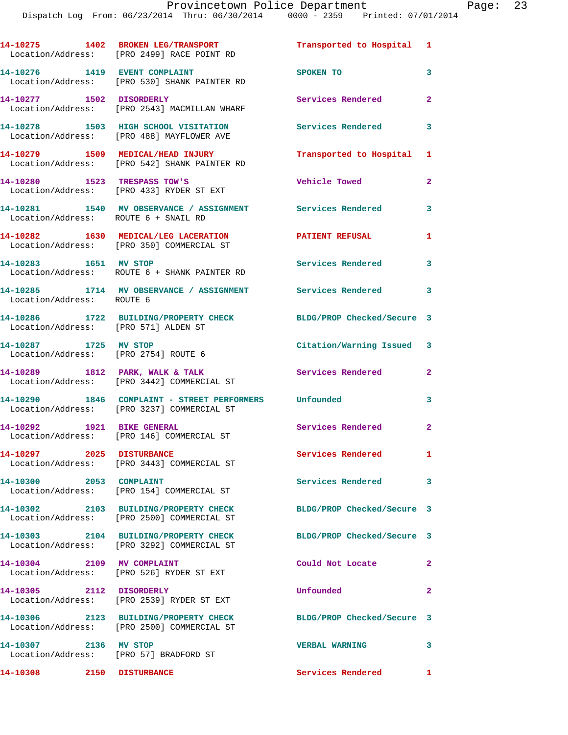14-10275 1402 BROKEN LEG/TRANSPORT Transported to Hospital 1
Location/Address: [PRO 2499] RACE POINT RD

14-10276 1419 EVENT COMPLAINT SPOKEN TO 3
Location/Address: [PRO 530] SHANK PAINTER RD

14-10277 1502 DISORDERLY Services Rendered 2
Location/Address: [PRO 2543] MACMILLAN WHARF

14-10278 1503 HIGH SCHOOL VISITATION Services Rendered 3
Location/Address: [PRO 488] MAYFLOWER AVE

14-10279 1509 MEDICAL/HEAD INJURY Transported to Hospital 1
Location/Address: [PRO 542] SHANK PAINTER RD

14-10280 1523 TRESPASS TOW'S Vehicle Towed 2
Location/Address: [PRO 433] RYDER ST EXT

14-10281 1540 MV OBSERVANCE / ASSIGNMENT Services Rendered 3
Location/Address: ROUTE 6 + SNAIL RD

14-10282 1630 MEDICAL/LEG LACERATION PATIENT REFUSAL 1
Location/Address: [PRO 350] COMMERCIAL ST

14-10283 1651 MV STOP Services Rendered 3
Location/Address: ROUTE 6 + SHANK PAINTER RD

14-10285 1714 MV OBSERVANCE / ASSIGNMENT Services Rendered 3
Location/Address: ROUTE 6

14-10286 1722 BUILDING/PROPERTY CHECK BLDG/PROP Checked/Secure 3
Location/Address: [PRO 571] ALDEN ST

14-10287 1725 MV STOP Citation/Warning Issued 3
Location/Address: [PRO 2754] ROUTE 6

14-10289 1812 PARK, WALK & TALK Services Rendered 2
Location/Address: [PRO 3442] COMMERCIAL ST

14-10290 1846 COMPLAINT - STREET PERFORMERS Unfounded 3
Location/Address: [PRO 3237] COMMERCIAL ST

14-10292 1921 BIKE GENERAL Services Rendered 2
Location/Address: [PRO 146] COMMERCIAL ST

14-10297 2025 DISTURBANCE Services Rendered 1
Location/Address: [PRO 3443] COMMERCIAL ST

14-10300 2053 COMPLAINT Services Rendered 3
Location/Address: [PRO 154] COMMERCIAL ST

14-10302 2103 BUILDING/PROPERTY CHECK BLDG/PROP Checked/Secure 3
Location/Address: [PRO 2500] COMMERCIAL ST

14-10303 2104 BUILDING/PROPERTY CHECK BLDG/PROP Checked/Secure 3
Location/Address: [PRO 3292] COMMERCIAL ST

14-10304 2109 MV COMPLAINT Could Not Locate 2
Location/Address: [PRO 526] RYDER ST EXT

14-10305 2112 DISORDERLY Unfounded 2
Location/Address: [PRO 2539] RYDER ST EXT

14-10306 2123 BUILDING/PROPERTY CHECK BLDG/PROP Checked/Secure 3
Location/Address: [PRO 2500] COMMERCIAL ST

14-10307 2136 MV STOP VERBAL WARNING 3
Location/Address: [PRO 57] BRADFORD ST

14-10308 2150 DISTURBANCE Services Rendered 1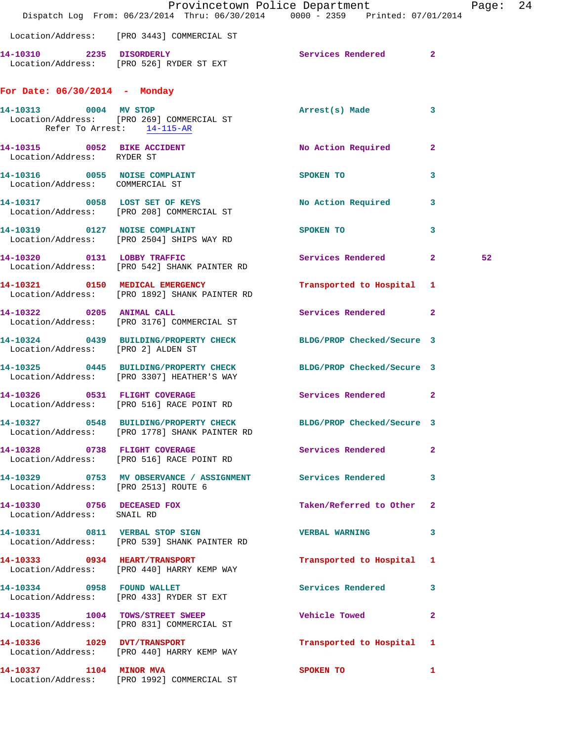Location/Address: [PRO 3443] COMMERCIAL ST

**14-10310** 2235 DISORDERLY — Services Rendered 2
Location/Address: [PRO 526] RYDER ST EXT

## For Date: 06/30/2014 - Monday

**14-10313** 0004 MV STOP — Arrest(s) Made 3
Location/Address: [PRO 269] COMMERCIAL ST
Refer To Arrest: 14-115-AR

**14-10315** 0052 BIKE ACCIDENT — No Action Required 2
Location/Address: RYDER ST

**14-10316** 0055 NOISE COMPLAINT — SPOKEN TO 3
Location/Address: COMMERCIAL ST

**14-10317** 0058 LOST SET OF KEYS — No Action Required 3
Location/Address: [PRO 208] COMMERCIAL ST

**14-10319** 0127 NOISE COMPLAINT — SPOKEN TO 3
Location/Address: [PRO 2504] SHIPS WAY RD

**14-10320** 0131 LOBBY TRAFFIC — Services Rendered 2 52
Location/Address: [PRO 542] SHANK PAINTER RD

**14-10321** 0150 MEDICAL EMERGENCY — Transported to Hospital 1
Location/Address: [PRO 1892] SHANK PAINTER RD

**14-10322** 0205 ANIMAL CALL — Services Rendered 2
Location/Address: [PRO 3176] COMMERCIAL ST

**14-10324** 0439 BUILDING/PROPERTY CHECK — BLDG/PROP Checked/Secure 3
Location/Address: [PRO 2] ALDEN ST

**14-10325** 0445 BUILDING/PROPERTY CHECK — BLDG/PROP Checked/Secure 3
Location/Address: [PRO 3307] HEATHER'S WAY

**14-10326** 0531 FLIGHT COVERAGE — Services Rendered 2
Location/Address: [PRO 516] RACE POINT RD

**14-10327** 0548 BUILDING/PROPERTY CHECK — BLDG/PROP Checked/Secure 3
Location/Address: [PRO 1778] SHANK PAINTER RD

**14-10328** 0738 FLIGHT COVERAGE — Services Rendered 2
Location/Address: [PRO 516] RACE POINT RD

**14-10329** 0753 MV OBSERVANCE / ASSIGNMENT — Services Rendered 3
Location/Address: [PRO 2513] ROUTE 6

**14-10330** 0756 DECEASED FOX — Taken/Referred to Other 2
Location/Address: SNAIL RD

**14-10331** 0811 VERBAL STOP SIGN — VERBAL WARNING 3
Location/Address: [PRO 539] SHANK PAINTER RD

**14-10333** 0934 HEART/TRANSPORT — Transported to Hospital 1
Location/Address: [PRO 440] HARRY KEMP WAY

**14-10334** 0958 FOUND WALLET — Services Rendered 3
Location/Address: [PRO 433] RYDER ST EXT

**14-10335** 1004 TOWS/STREET SWEEP — Vehicle Towed 2
Location/Address: [PRO 831] COMMERCIAL ST

**14-10336** 1029 DVT/TRANSPORT — Transported to Hospital 1
Location/Address: [PRO 440] HARRY KEMP WAY

**14-10337** 1104 MINOR MVA — SPOKEN TO 1
Location/Address: [PRO 1992] COMMERCIAL ST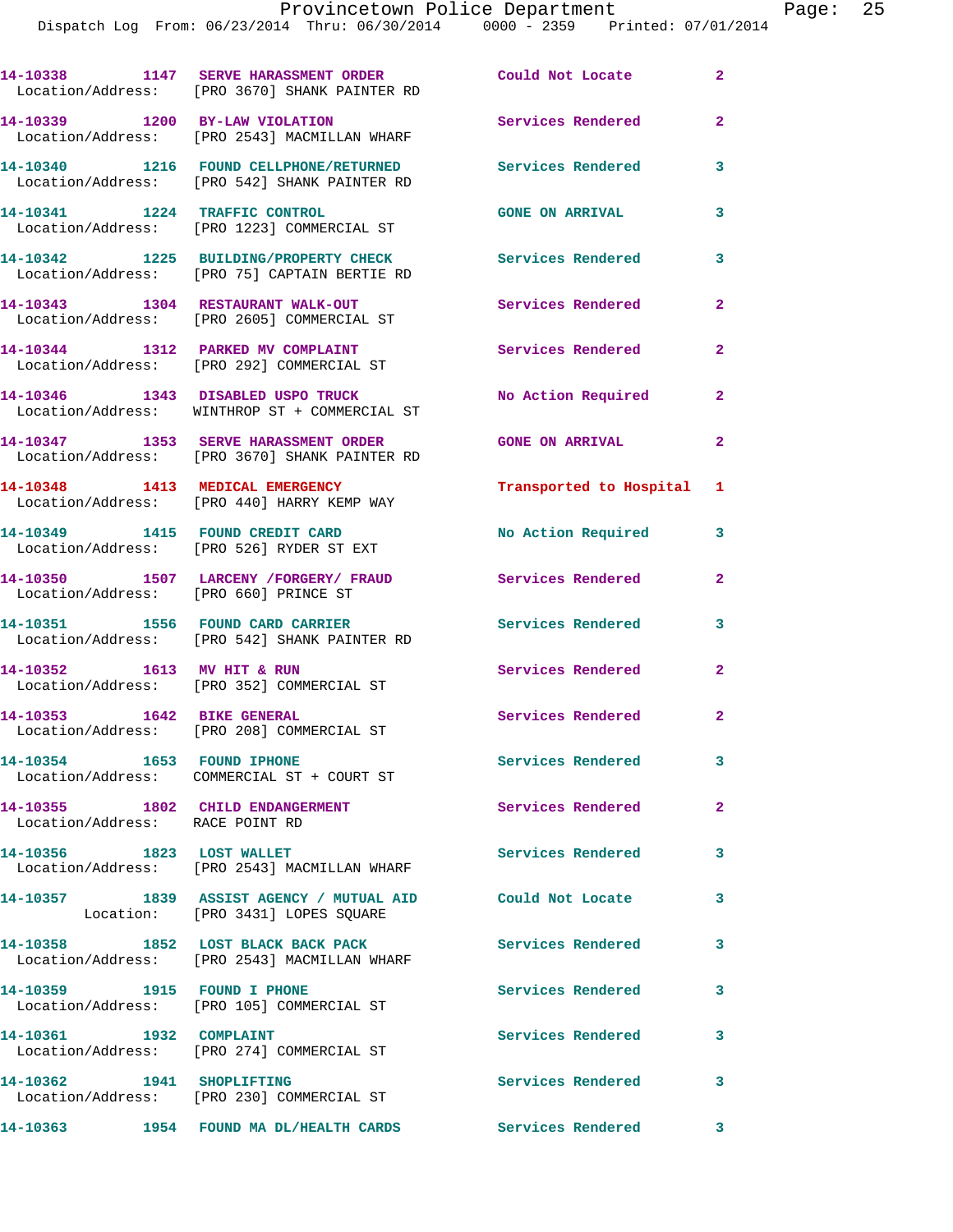14-10338 1147 SERVE HARASSMENT ORDER Could Not Locate 2
Location/Address: [PRO 3670] SHANK PAINTER RD

14-10339 1200 BY-LAW VIOLATION Services Rendered 2
Location/Address: [PRO 2543] MACMILLAN WHARF

14-10340 1216 FOUND CELLPHONE/RETURNED Services Rendered 3
Location/Address: [PRO 542] SHANK PAINTER RD

14-10341 1224 TRAFFIC CONTROL GONE ON ARRIVAL 3
Location/Address: [PRO 1223] COMMERCIAL ST

14-10342 1225 BUILDING/PROPERTY CHECK Services Rendered 3
Location/Address: [PRO 75] CAPTAIN BERTIE RD

14-10343 1304 RESTAURANT WALK-OUT Services Rendered 2
Location/Address: [PRO 2605] COMMERCIAL ST

14-10344 1312 PARKED MV COMPLAINT Services Rendered 2
Location/Address: [PRO 292] COMMERCIAL ST

14-10346 1343 DISABLED USPO TRUCK No Action Required 2
Location/Address: WINTHROP ST + COMMERCIAL ST

14-10347 1353 SERVE HARASSMENT ORDER GONE ON ARRIVAL 2
Location/Address: [PRO 3670] SHANK PAINTER RD

14-10348 1413 MEDICAL EMERGENCY Transported to Hospital 1
Location/Address: [PRO 440] HARRY KEMP WAY

14-10349 1415 FOUND CREDIT CARD No Action Required 3
Location/Address: [PRO 526] RYDER ST EXT

14-10350 1507 LARCENY /FORGERY/ FRAUD Services Rendered 2
Location/Address: [PRO 660] PRINCE ST

14-10351 1556 FOUND CARD CARRIER Services Rendered 3
Location/Address: [PRO 542] SHANK PAINTER RD

14-10352 1613 MV HIT & RUN Services Rendered 2
Location/Address: [PRO 352] COMMERCIAL ST

14-10353 1642 BIKE GENERAL Services Rendered 2
Location/Address: [PRO 208] COMMERCIAL ST

14-10354 1653 FOUND IPHONE Services Rendered 3
Location/Address: COMMERCIAL ST + COURT ST

14-10355 1802 CHILD ENDANGERMENT Services Rendered 2
Location/Address: RACE POINT RD

14-10356 1823 LOST WALLET Services Rendered 3
Location/Address: [PRO 2543] MACMILLAN WHARF

14-10357 1839 ASSIST AGENCY / MUTUAL AID Could Not Locate 3
Location: [PRO 3431] LOPES SQUARE

14-10358 1852 LOST BLACK BACK PACK Services Rendered 3
Location/Address: [PRO 2543] MACMILLAN WHARF

14-10359 1915 FOUND I PHONE Services Rendered 3
Location/Address: [PRO 105] COMMERCIAL ST

14-10361 1932 COMPLAINT Services Rendered 3
Location/Address: [PRO 274] COMMERCIAL ST

14-10362 1941 SHOPLIFTING Services Rendered 3
Location/Address: [PRO 230] COMMERCIAL ST

14-10363 1954 FOUND MA DL/HEALTH CARDS Services Rendered 3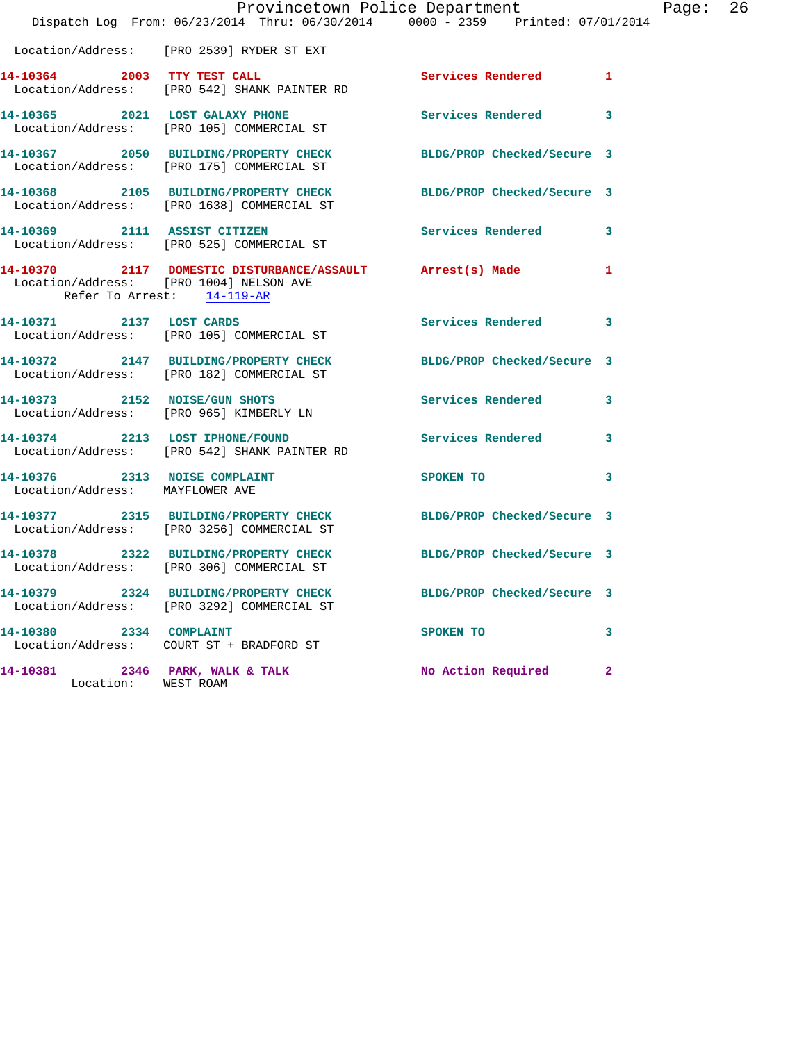Location/Address: [PRO 2539] RYDER ST EXT

**14-10364 2003 TTY TEST CALL** Services Rendered 1
Location/Address: [PRO 542] SHANK PAINTER RD

**14-10365 2021 LOST GALAXY PHONE** Services Rendered 3
Location/Address: [PRO 105] COMMERCIAL ST

**14-10367 2050 BUILDING/PROPERTY CHECK** BLDG/PROP Checked/Secure 3
Location/Address: [PRO 175] COMMERCIAL ST

**14-10368 2105 BUILDING/PROPERTY CHECK** BLDG/PROP Checked/Secure 3
Location/Address: [PRO 1638] COMMERCIAL ST

**14-10369 2111 ASSIST CITIZEN** Services Rendered 3
Location/Address: [PRO 525] COMMERCIAL ST

**14-10370 2117 DOMESTIC DISTURBANCE/ASSAULT** Arrest(s) Made 1
Location/Address: [PRO 1004] NELSON AVE
Refer To Arrest: 14-119-AR

**14-10371 2137 LOST CARDS** Services Rendered 3
Location/Address: [PRO 105] COMMERCIAL ST

**14-10372 2147 BUILDING/PROPERTY CHECK** BLDG/PROP Checked/Secure 3
Location/Address: [PRO 182] COMMERCIAL ST

**14-10373 2152 NOISE/GUN SHOTS** Services Rendered 3
Location/Address: [PRO 965] KIMBERLY LN

**14-10374 2213 LOST IPHONE/FOUND** Services Rendered 3
Location/Address: [PRO 542] SHANK PAINTER RD

**14-10376 2313 NOISE COMPLAINT** SPOKEN TO 3
Location/Address: MAYFLOWER AVE

**14-10377 2315 BUILDING/PROPERTY CHECK** BLDG/PROP Checked/Secure 3
Location/Address: [PRO 3256] COMMERCIAL ST

**14-10378 2322 BUILDING/PROPERTY CHECK** BLDG/PROP Checked/Secure 3
Location/Address: [PRO 306] COMMERCIAL ST

**14-10379 2324 BUILDING/PROPERTY CHECK** BLDG/PROP Checked/Secure 3
Location/Address: [PRO 3292] COMMERCIAL ST

**14-10380 2334 COMPLAINT** SPOKEN TO 3
Location/Address: COURT ST + BRADFORD ST

**14-10381 2346 PARK, WALK & TALK** No Action Required 2
Location: WEST ROAM